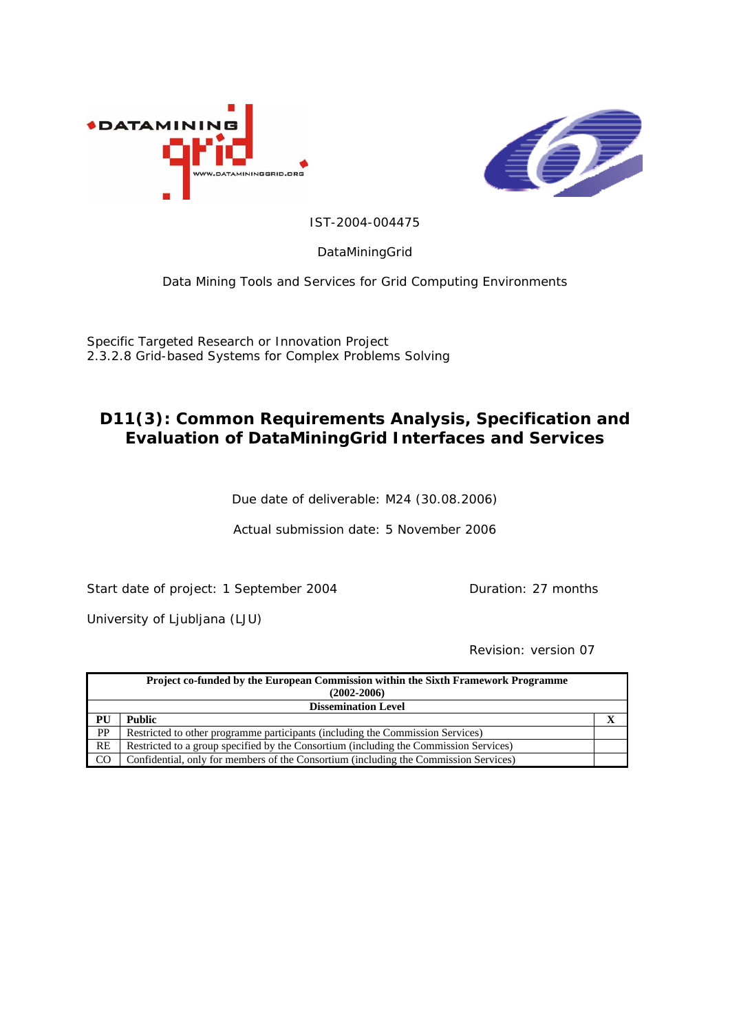IST-2004-004475

DataMiningGrid

Data Mining Tools and Services for Grid Computing Environments

Specific Targeted Research or Innovation Project
2.3.2.8 Grid-based Systems for Complex Problems Solving

# D11(3): Common Requirements Analysis, Specification and Evaluation of DataMiningGrid Interfaces and Services

Due date of deliverable: M24 (30.08.2006)

Actual submission date: 5 November 2006

Start date of project: 1 September 2004 Duration: 27 months

University of Ljubljana (LJU)

Revision: version 07

| Project co-funded by the European Commission within the Sixth Framework Programme (2002-2006) | | |
|---|---|---|
| **Dissemination Level** | | |
| **PU** | **Public** | **X** |
| PP | Restricted to other programme participants (including the Commission Services) | |
| RE | Restricted to a group specified by the Consortium (including the Commission Services) | |
| CO | Confidential, only for members of the Consortium (including the Commission Services) | |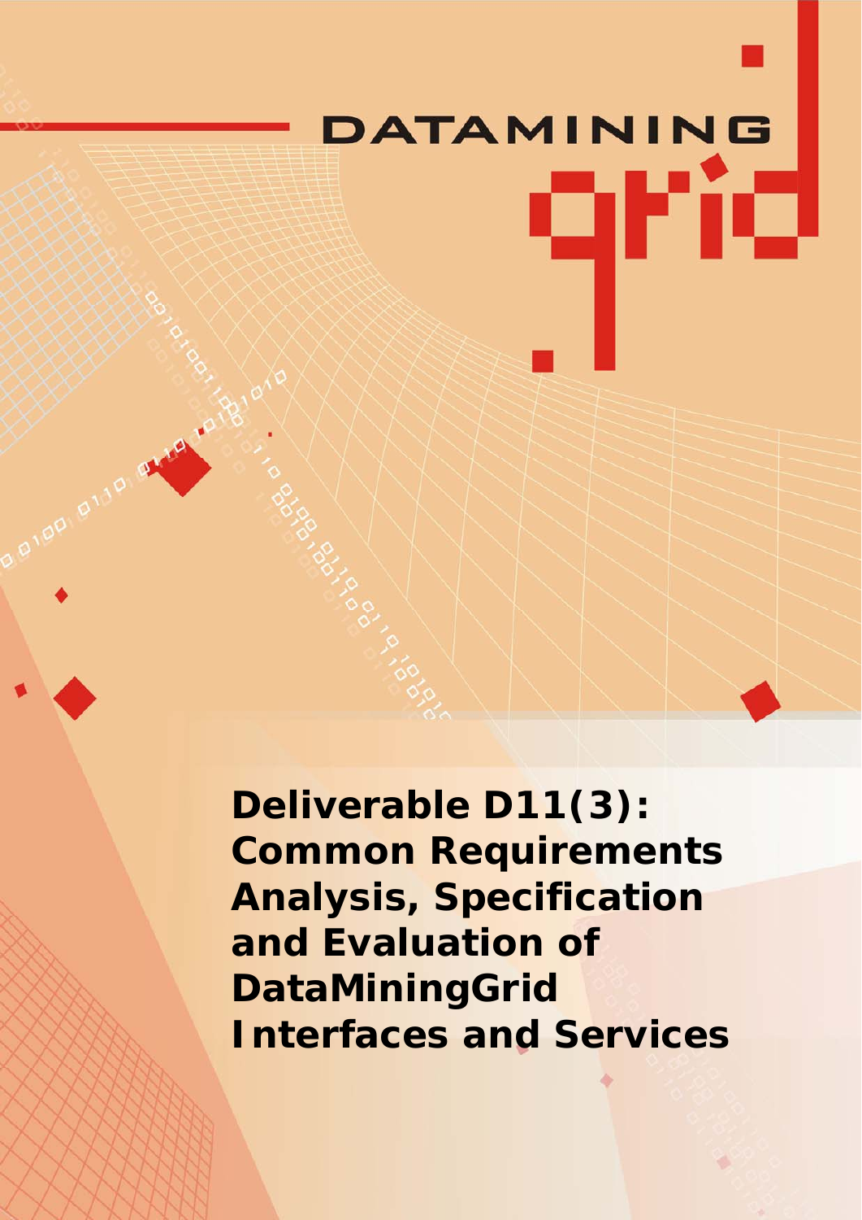DATAMINING

grid

# Deliverable D11(3): Common Requirements Analysis, Specification and Evaluation of DataMiningGrid Interfaces and Services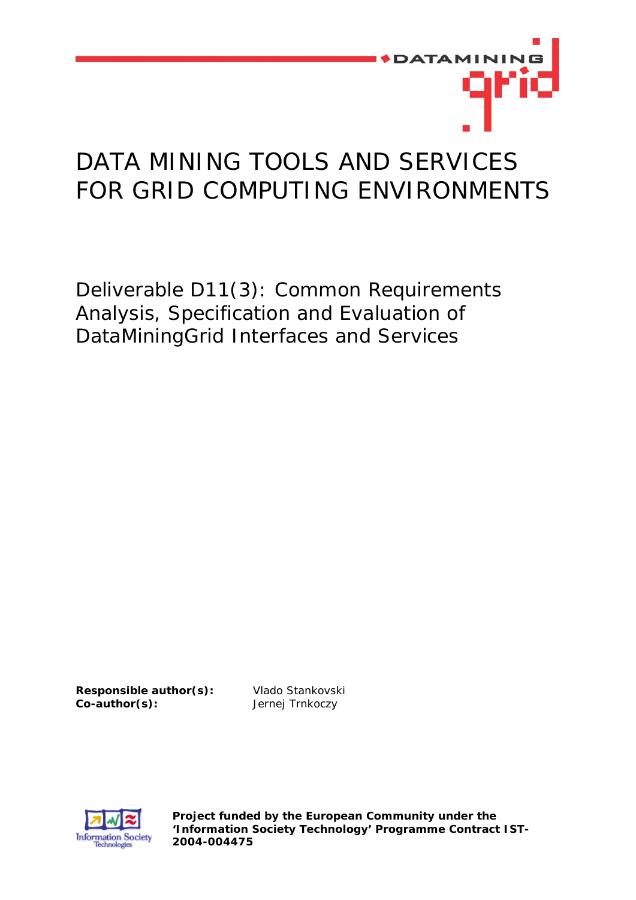# DATA MINING TOOLS AND SERVICES FOR GRID COMPUTING ENVIRONMENTS

## Deliverable D11(3): Common Requirements Analysis, Specification and Evaluation of DataMiningGrid Interfaces and Services

**Responsible author(s):** Vlado Stankovski
**Co-author(s):** Jernej Trnkoczy

**Project funded by the European Community under the 'Information Society Technology' Programme Contract IST-2004-004475**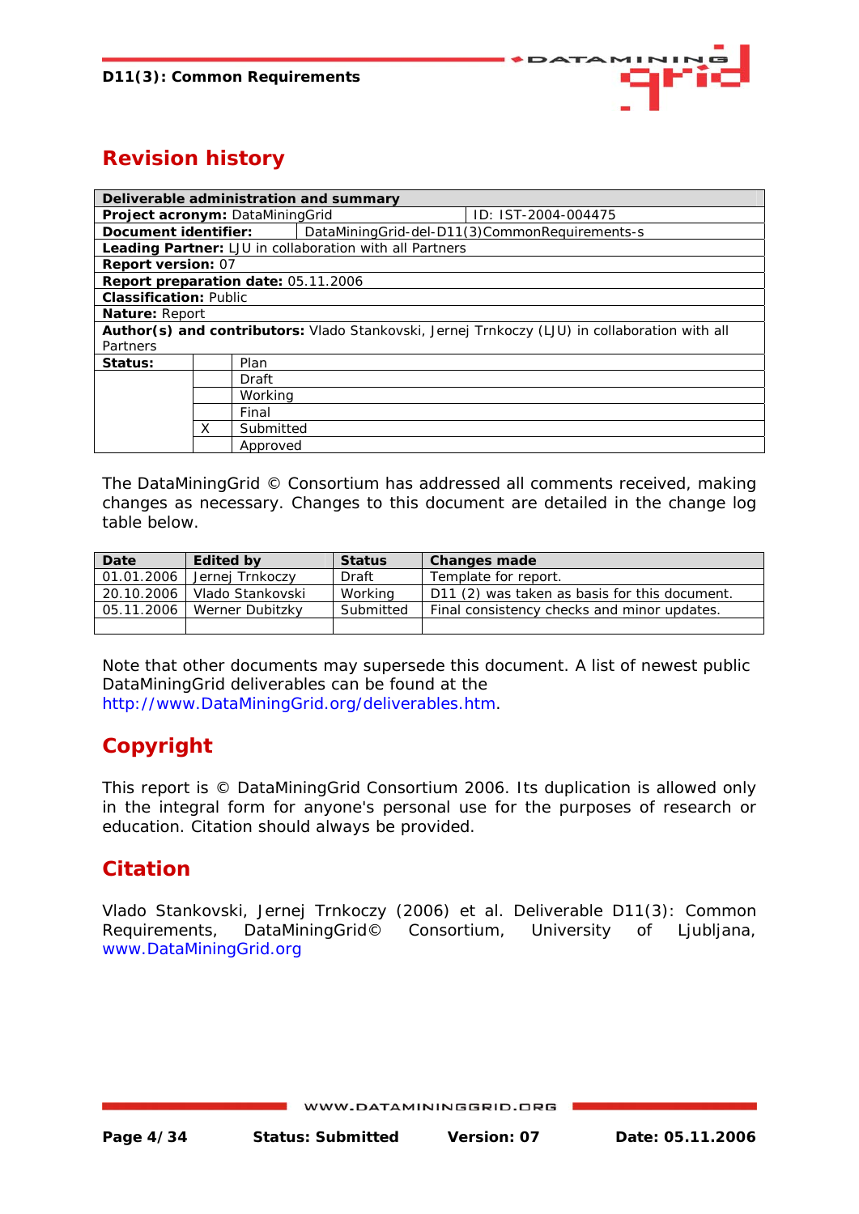# Revision history

| Deliverable administration and summary | | |
|---|---|---|
| **Project acronym:** DataMiningGrid | | ID: IST-2004-004475 |
| **Document identifier:** | DataMiningGrid-del-D11(3)CommonRequirements-s | |
| **Leading Partner:** LJU in collaboration with all Partners | | |
| **Report version:** 07 | | |
| **Report preparation date:** 05.11.2006 | | |
| **Classification:** Public | | |
| **Nature:** Report | | |
| **Author(s) and contributors:** Vlado Stankovski, Jernej Trnkoczy (LJU) in collaboration with all Partners | | |
| **Status:** | | Plan |
| | | Draft |
| | | Working |
| | | Final |
| | X | Submitted |
| | | Approved |

The DataMiningGrid © Consortium has addressed all comments received, making changes as necessary. Changes to this document are detailed in the change log table below.

| Date | Edited by | Status | Changes made |
|---|---|---|---|
| 01.01.2006 | Jernej Trnkoczy | Draft | Template for report. |
| 20.10.2006 | Vlado Stankovski | Working | D11 (2) was taken as basis for this document. |
| 05.11.2006 | Werner Dubitzky | Submitted | Final consistency checks and minor updates. |
| | | | |

Note that other documents may supersede this document. A list of newest public DataMiningGrid deliverables can be found at the http://www.DataMiningGrid.org/deliverables.htm.

# Copyright

This report is © DataMiningGrid Consortium 2006. Its duplication is allowed only in the integral form for anyone's personal use for the purposes of research or education. Citation should always be provided.

# Citation

Vlado Stankovski, Jernej Trnkoczy (2006) et al. Deliverable D11(3): Common Requirements, DataMiningGrid© Consortium, University of Ljubljana, www.DataMiningGrid.org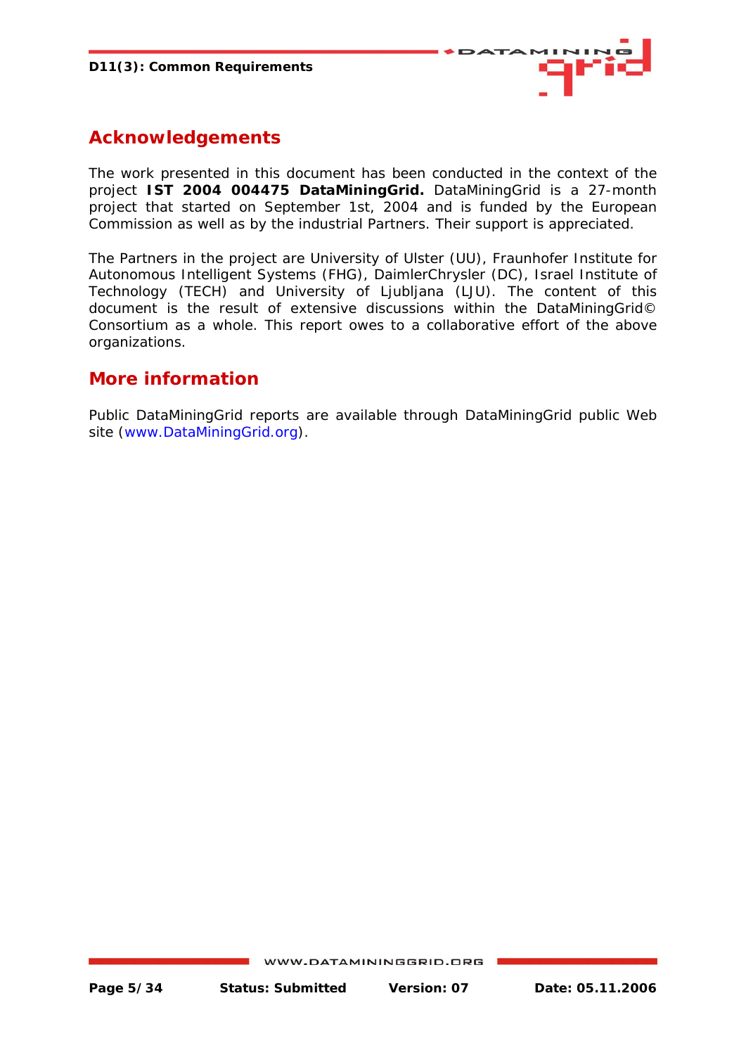## Acknowledgements

The work presented in this document has been conducted in the context of the project **IST 2004 004475 DataMiningGrid.** DataMiningGrid is a 27-month project that started on September 1st, 2004 and is funded by the European Commission as well as by the industrial Partners. Their support is appreciated.

The Partners in the project are University of Ulster (UU), Fraunhofer Institute for Autonomous Intelligent Systems (FHG), DaimlerChrysler (DC), Israel Institute of Technology (TECH) and University of Ljubljana (LJU). The content of this document is the result of extensive discussions within the DataMiningGrid© Consortium as a whole. This report owes to a collaborative effort of the above organizations.

## More information

Public DataMiningGrid reports are available through DataMiningGrid public Web site (www.DataMiningGrid.org).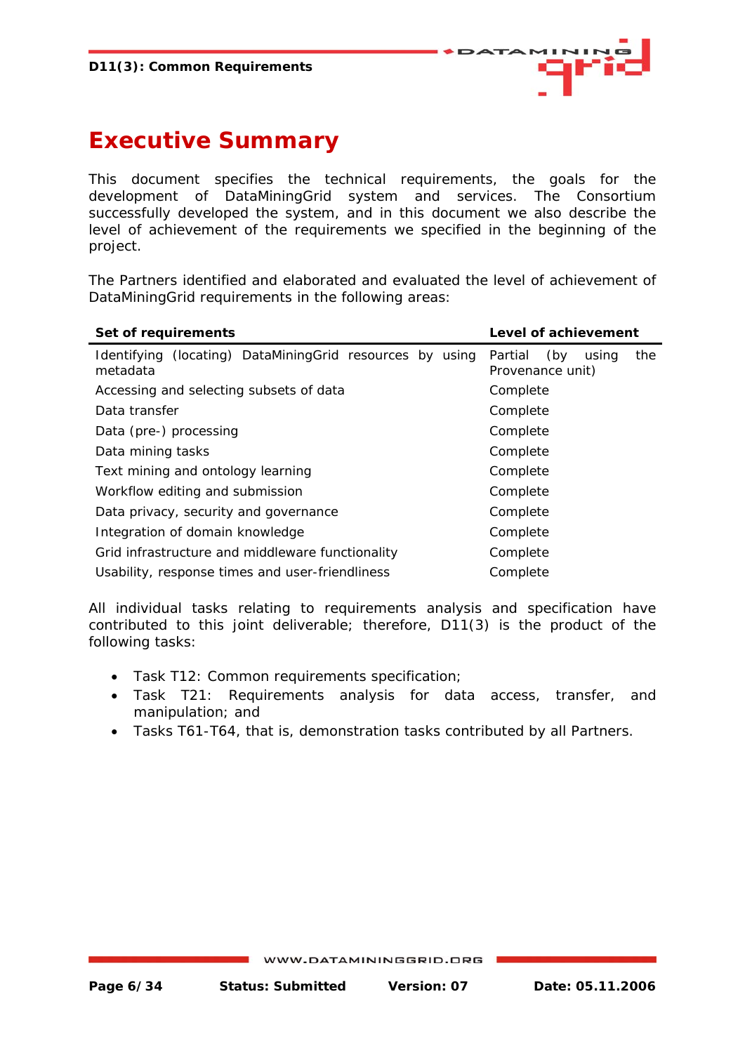# Executive Summary

This document specifies the technical requirements, the goals for the development of DataMiningGrid system and services. The Consortium successfully developed the system, and in this document we also describe the level of achievement of the requirements we specified in the beginning of the project.

The Partners identified and elaborated and evaluated the level of achievement of DataMiningGrid requirements in the following areas:

| Set of requirements | Level of achievement |
|---|---|
| Identifying (locating) DataMiningGrid resources by using metadata | Partial (by using the Provenance unit) |
| Accessing and selecting subsets of data | Complete |
| Data transfer | Complete |
| Data (pre-) processing | Complete |
| Data mining tasks | Complete |
| Text mining and ontology learning | Complete |
| Workflow editing and submission | Complete |
| Data privacy, security and governance | Complete |
| Integration of domain knowledge | Complete |
| Grid infrastructure and middleware functionality | Complete |
| Usability, response times and user-friendliness | Complete |

All individual tasks relating to requirements analysis and specification have contributed to this joint deliverable; therefore, D11(3) is the product of the following tasks:

- Task T12: Common requirements specification;
- Task T21: Requirements analysis for data access, transfer, and manipulation; and
- Tasks T61-T64, that is, demonstration tasks contributed by all Partners.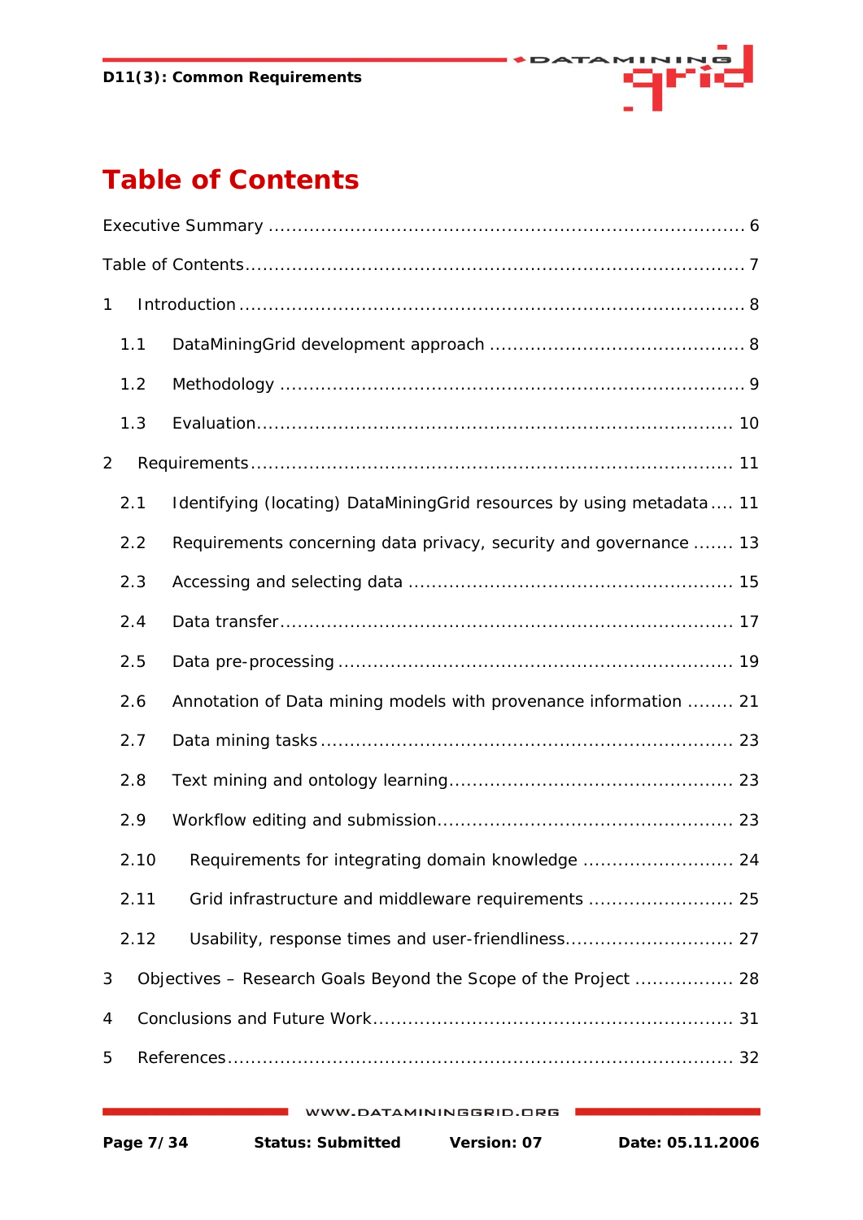# Table of Contents

Executive Summary ........................................................................... 6

Table of Contents............................................................................. 7

1 Introduction ................................................................................ 8

1.1 DataMiningGrid development approach ........................................... 8

1.2 Methodology ........................................................................... 9

1.3 Evaluation............................................................................. 10

2 Requirements ............................................................................. 11

2.1 Identifying (locating) DataMiningGrid resources by using metadata .... 11

2.2 Requirements concerning data privacy, security and governance ....... 13

2.3 Accessing and selecting data ...................................................... 15

2.4 Data transfer.......................................................................... 17

2.5 Data pre-processing ................................................................. 19

2.6 Annotation of Data mining models with provenance information ........ 21

2.7 Data mining tasks .................................................................... 23

2.8 Text mining and ontology learning............................................... 23

2.9 Workflow editing and submission................................................. 23

2.10 Requirements for integrating domain knowledge .......................... 24

2.11 Grid infrastructure and middleware requirements ......................... 25

2.12 Usability, response times and user-friendliness............................ 27

3 Objectives – Research Goals Beyond the Scope of the Project ................. 28

4 Conclusions and Future Work........................................................... 31

5 References.................................................................................. 32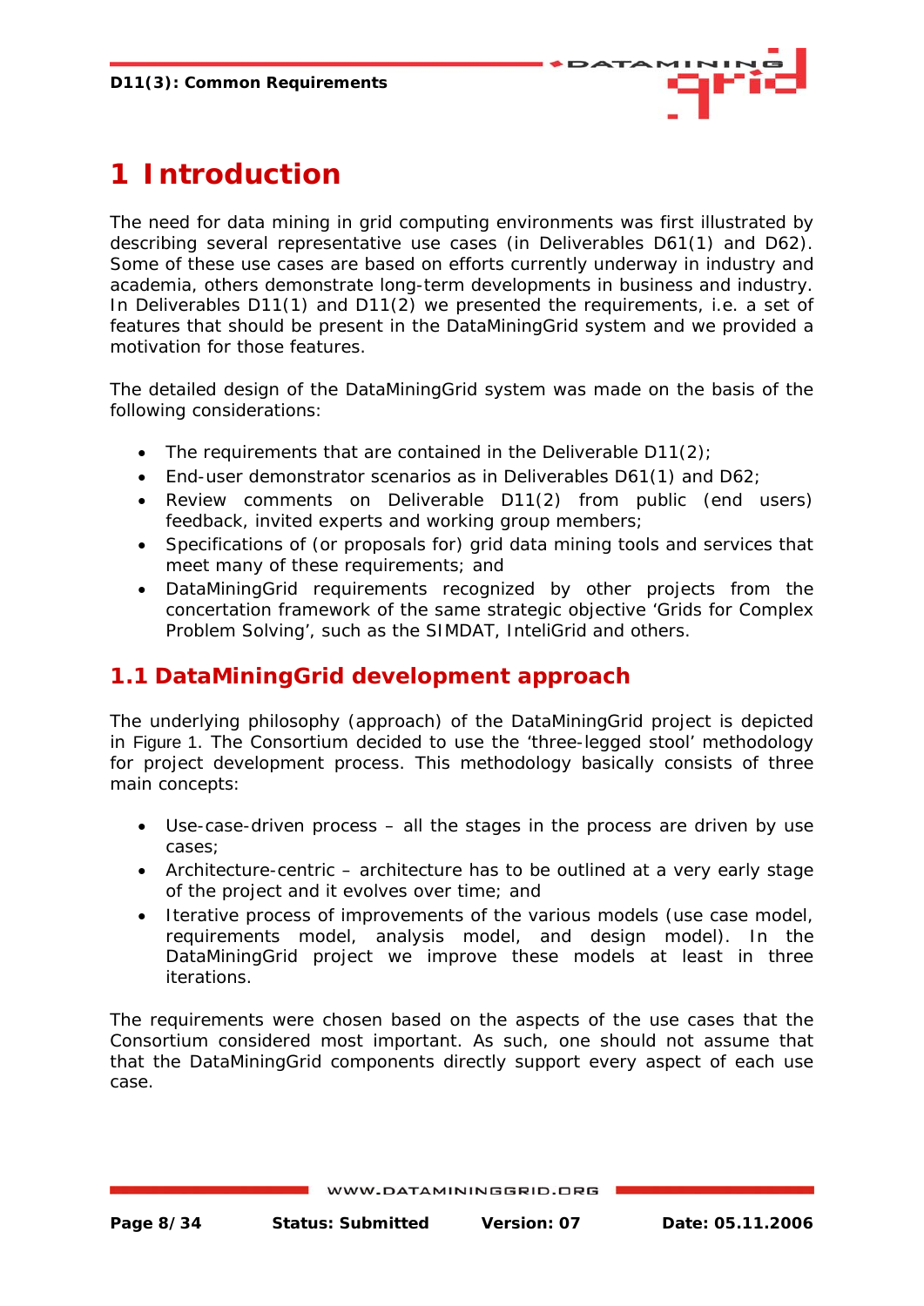# 1 Introduction

The need for data mining in grid computing environments was first illustrated by describing several representative use cases (in Deliverables D61(1) and D62). Some of these use cases are based on efforts currently underway in industry and academia, others demonstrate long-term developments in business and industry. In Deliverables D11(1) and D11(2) we presented the requirements, i.e. a set of features that should be present in the DataMiningGrid system and we provided a motivation for those features.

The detailed design of the DataMiningGrid system was made on the basis of the following considerations:

- The requirements that are contained in the Deliverable D11(2);
- End-user demonstrator scenarios as in Deliverables D61(1) and D62;
- Review comments on Deliverable D11(2) from public (end users) feedback, invited experts and working group members;
- Specifications of (or proposals for) grid data mining tools and services that meet many of these requirements; and
- DataMiningGrid requirements recognized by other projects from the concertation framework of the same strategic objective 'Grids for Complex Problem Solving', such as the SIMDAT, InteliGrid and others.

## 1.1 DataMiningGrid development approach

The underlying philosophy (approach) of the DataMiningGrid project is depicted in Figure 1. The Consortium decided to use the 'three-legged stool' methodology for project development process. This methodology basically consists of three main concepts:

- Use-case-driven process – all the stages in the process are driven by use cases;
- Architecture-centric – architecture has to be outlined at a very early stage of the project and it evolves over time; and
- Iterative process of improvements of the various models (use case model, requirements model, analysis model, and design model). In the DataMiningGrid project we improve these models at least in three iterations.

The requirements were chosen based on the aspects of the use cases that the Consortium considered most important. As such, one should not assume that that the DataMiningGrid components directly support every aspect of each use case.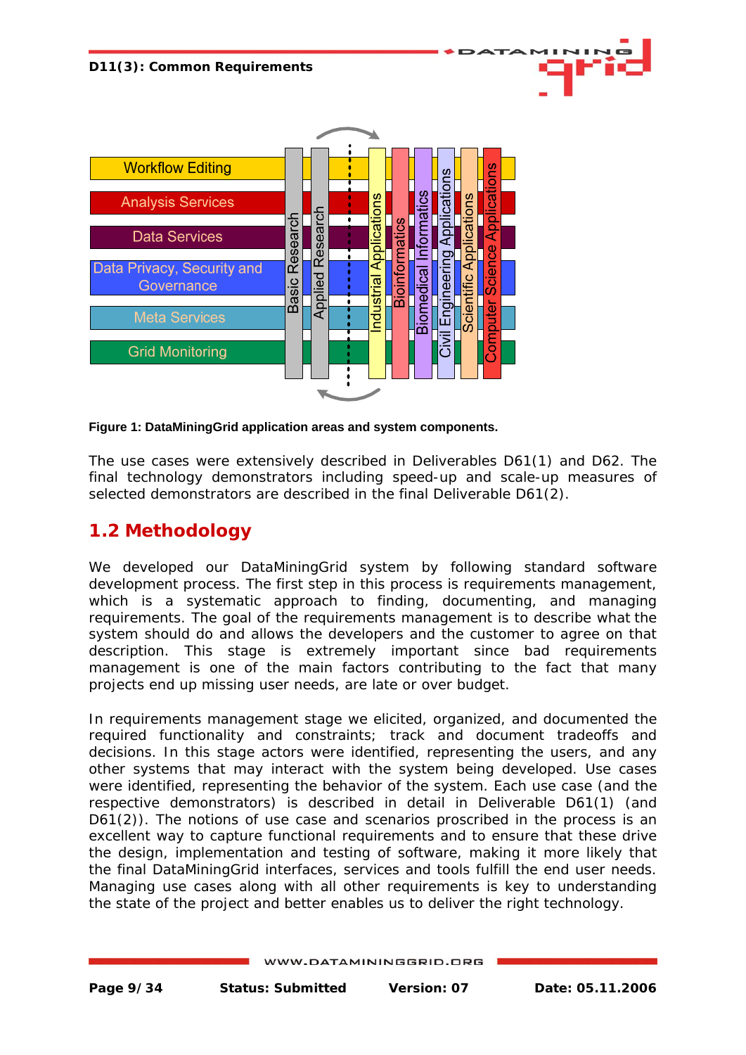Figure 1: DataMiningGrid application areas and system components.

The use cases were extensively described in Deliverables D61(1) and D62. The final technology demonstrators including speed-up and scale-up measures of selected demonstrators are described in the final Deliverable D61(2).

## 1.2 Methodology

We developed our DataMiningGrid system by following standard software development process. The first step in this process is requirements management, which is a systematic approach to finding, documenting, and managing requirements. The goal of the requirements management is to describe what the system should do and allows the developers and the customer to agree on that description. This stage is extremely important since bad requirements management is one of the main factors contributing to the fact that many projects end up missing user needs, are late or over budget.

In requirements management stage we elicited, organized, and documented the required functionality and constraints; track and document tradeoffs and decisions. In this stage actors were identified, representing the users, and any other systems that may interact with the system being developed. Use cases were identified, representing the behavior of the system. Each use case (and the respective demonstrators) is described in detail in Deliverable D61(1) (and D61(2)). The notions of use case and scenarios proscribed in the process is an excellent way to capture functional requirements and to ensure that these drive the design, implementation and testing of software, making it more likely that the final DataMiningGrid interfaces, services and tools fulfill the end user needs. Managing use cases along with all other requirements is key to understanding the state of the project and better enables us to deliver the right technology.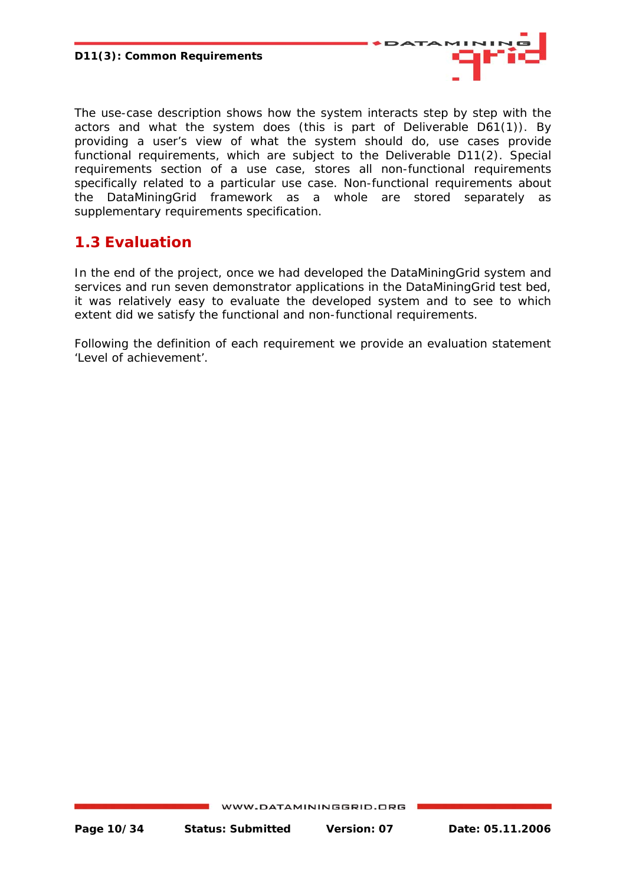The use-case description shows how the system interacts step by step with the actors and what the system does (this is part of Deliverable D61(1)). By providing a user's view of what the system should do, use cases provide functional requirements, which are subject to the Deliverable D11(2). Special requirements section of a use case, stores all non-functional requirements specifically related to a particular use case. Non-functional requirements about the DataMiningGrid framework as a whole are stored separately as supplementary requirements specification.

## 1.3 Evaluation

In the end of the project, once we had developed the DataMiningGrid system and services and run seven demonstrator applications in the DataMiningGrid test bed, it was relatively easy to evaluate the developed system and to see to which extent did we satisfy the functional and non-functional requirements.

Following the definition of each requirement we provide an evaluation statement 'Level of achievement'.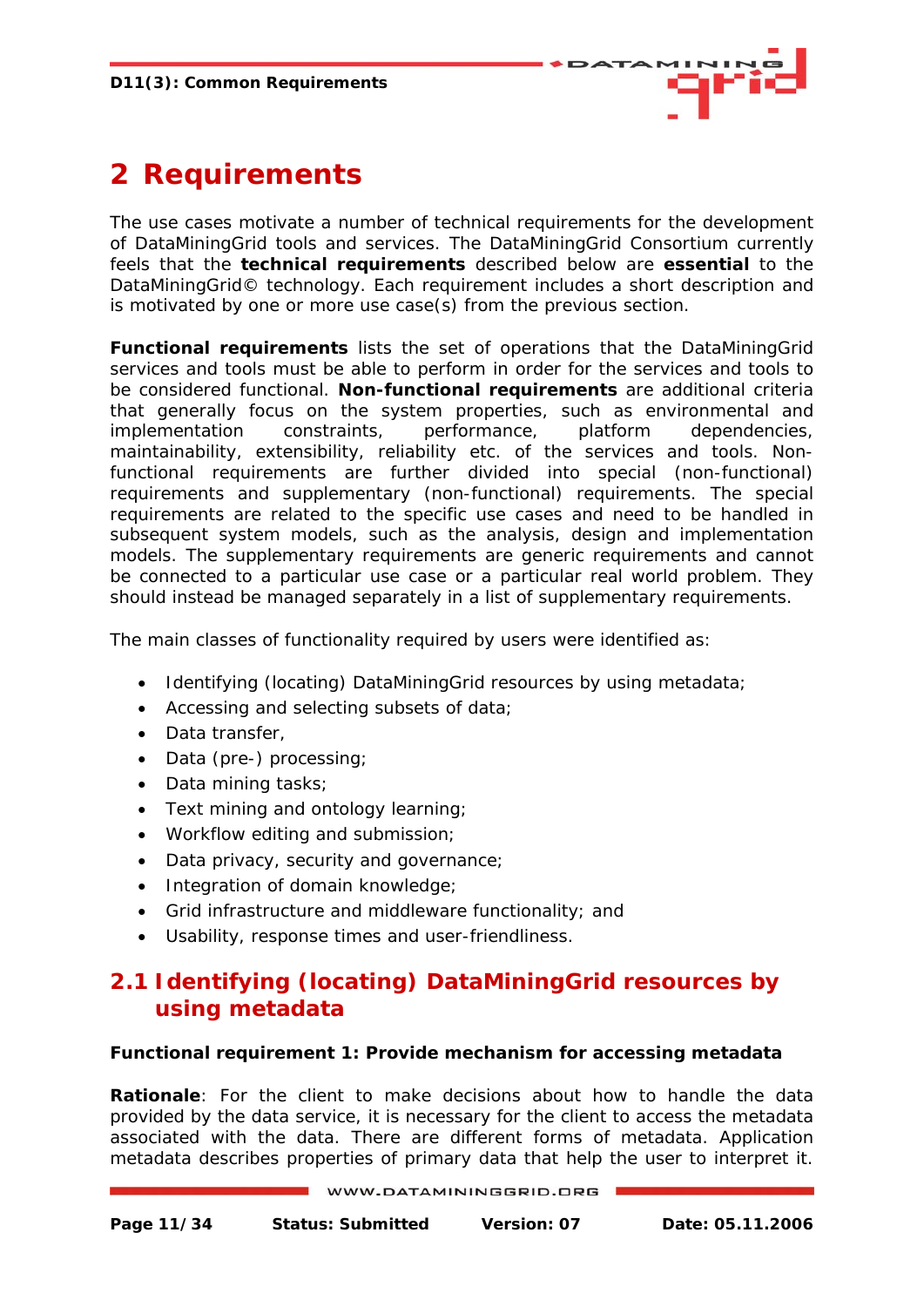# 2 Requirements

The use cases motivate a number of technical requirements for the development of DataMiningGrid tools and services. The DataMiningGrid Consortium currently feels that the **technical requirements** described below are **essential** to the DataMiningGrid© technology. Each requirement includes a short description and is motivated by one or more use case(s) from the previous section.

**Functional requirements** lists the set of operations that the DataMiningGrid services and tools must be able to perform in order for the services and tools to be considered functional. **Non-functional requirements** are additional criteria that generally focus on the system properties, such as environmental and implementation constraints, performance, platform dependencies, maintainability, extensibility, reliability etc. of the services and tools. Non-functional requirements are further divided into special (non-functional) requirements and supplementary (non-functional) requirements. The special requirements are related to the specific use cases and need to be handled in subsequent system models, such as the analysis, design and implementation models. The supplementary requirements are generic requirements and cannot be connected to a particular use case or a particular real world problem. They should instead be managed separately in a list of supplementary requirements.

The main classes of functionality required by users were identified as:

- Identifying (locating) DataMiningGrid resources by using metadata;
- Accessing and selecting subsets of data;
- Data transfer,
- Data (pre-) processing;
- Data mining tasks;
- Text mining and ontology learning;
- Workflow editing and submission;
- Data privacy, security and governance;
- Integration of domain knowledge;
- Grid infrastructure and middleware functionality; and
- Usability, response times and user-friendliness.

## 2.1 Identifying (locating) DataMiningGrid resources by using metadata

**Functional requirement 1: Provide mechanism for accessing metadata**

**Rationale**: For the client to make decisions about how to handle the data provided by the data service, it is necessary for the client to access the metadata associated with the data. There are different forms of metadata. Application metadata describes properties of primary data that help the user to interpret it.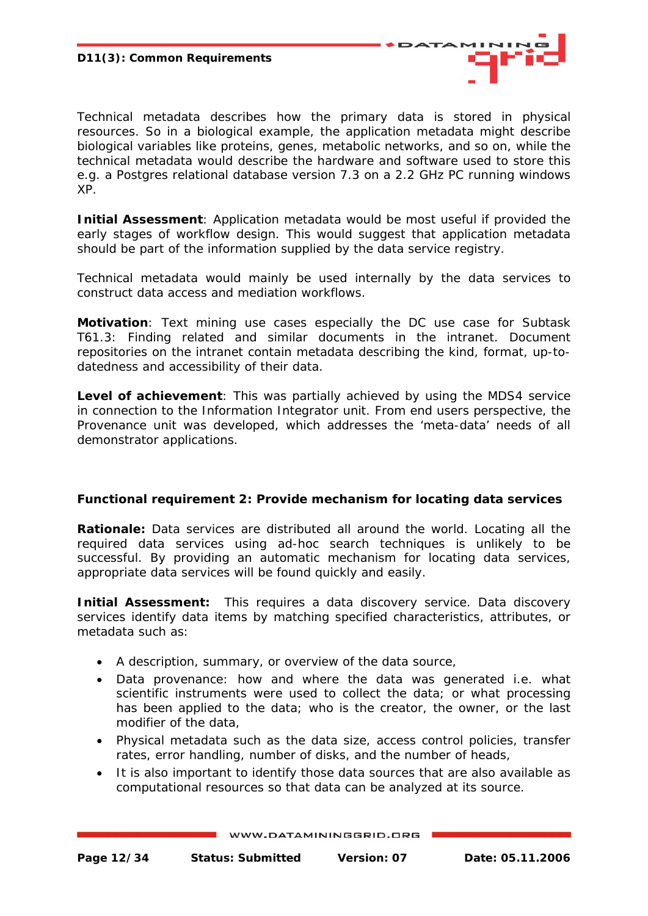Technical metadata describes how the primary data is stored in physical resources. So in a biological example, the application metadata might describe biological variables like proteins, genes, metabolic networks, and so on, while the technical metadata would describe the hardware and software used to store this e.g. a Postgres relational database version 7.3 on a 2.2 GHz PC running windows XP.

**Initial Assessment**: Application metadata would be most useful if provided the early stages of workflow design. This would suggest that application metadata should be part of the information supplied by the data service registry.

Technical metadata would mainly be used internally by the data services to construct data access and mediation workflows.

**Motivation**: Text mining use cases especially the DC use case for Subtask T61.3: Finding related and similar documents in the intranet. Document repositories on the intranet contain metadata describing the kind, format, up-to-datedness and accessibility of their data.

**Level of achievement**: This was partially achieved by using the MDS4 service in connection to the Information Integrator unit. From end users perspective, the Provenance unit was developed, which addresses the 'meta-data' needs of all demonstrator applications.

#### Functional requirement 2: Provide mechanism for locating data services

**Rationale:** Data services are distributed all around the world. Locating all the required data services using ad-hoc search techniques is unlikely to be successful. By providing an automatic mechanism for locating data services, appropriate data services will be found quickly and easily.

**Initial Assessment:** This requires a data discovery service. Data discovery services identify data items by matching specified characteristics, attributes, or metadata such as:

- A description, summary, or overview of the data source,
- Data provenance: how and where the data was generated i.e. what scientific instruments were used to collect the data; or what processing has been applied to the data; who is the creator, the owner, or the last modifier of the data,
- Physical metadata such as the data size, access control policies, transfer rates, error handling, number of disks, and the number of heads,
- It is also important to identify those data sources that are also available as computational resources so that data can be analyzed at its source.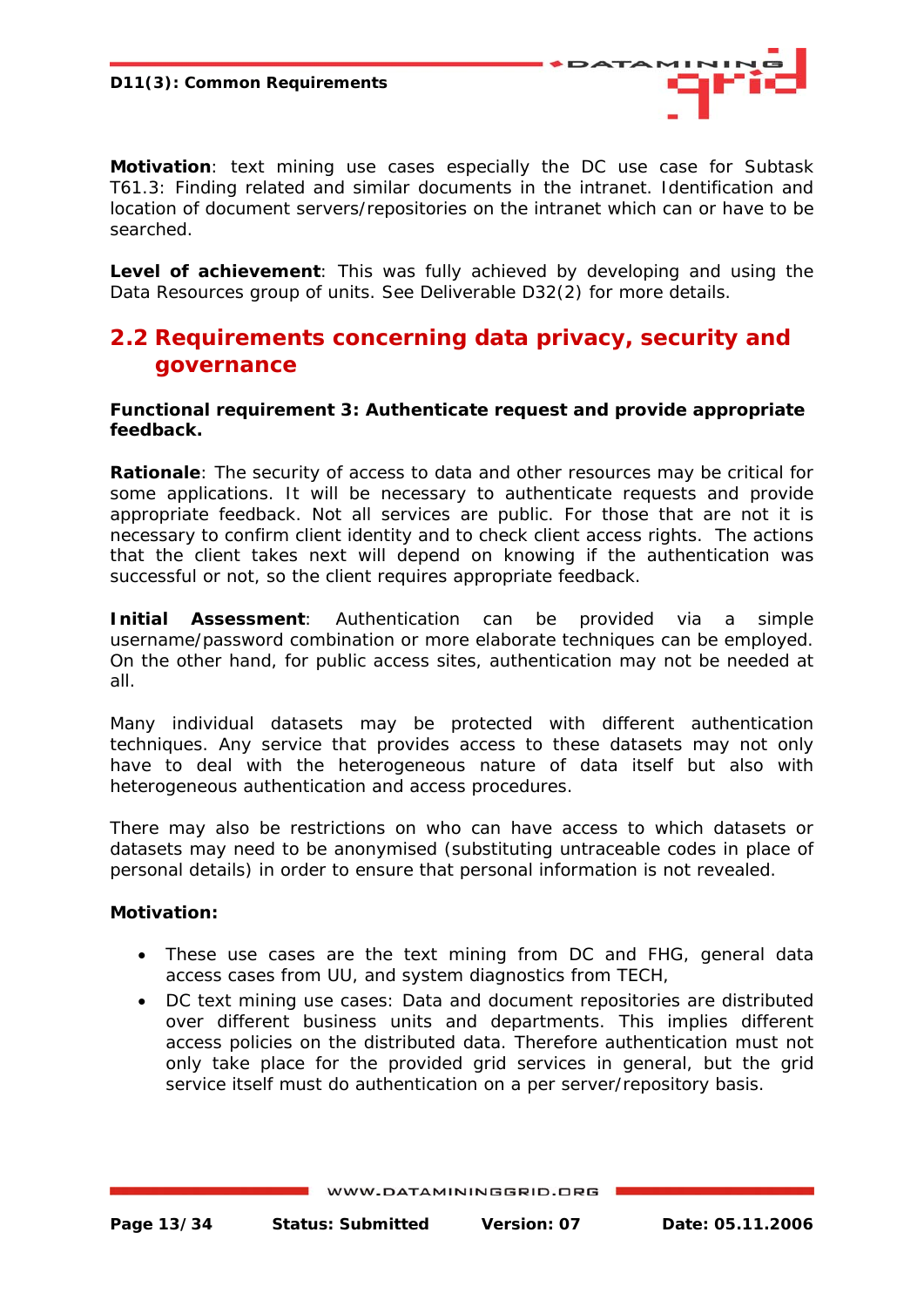**Motivation**: text mining use cases especially the DC use case for Subtask T61.3: Finding related and similar documents in the intranet. Identification and location of document servers/repositories on the intranet which can or have to be searched.

**Level of achievement**: This was fully achieved by developing and using the Data Resources group of units. See Deliverable D32(2) for more details.

## 2.2 Requirements concerning data privacy, security and governance

**Functional requirement 3: Authenticate request and provide appropriate feedback.**

**Rationale**: The security of access to data and other resources may be critical for some applications. It will be necessary to authenticate requests and provide appropriate feedback. Not all services are public. For those that are not it is necessary to confirm client identity and to check client access rights. The actions that the client takes next will depend on knowing if the authentication was successful or not, so the client requires appropriate feedback.

**Initial Assessment**: Authentication can be provided via a simple username/password combination or more elaborate techniques can be employed. On the other hand, for public access sites, authentication may not be needed at all.

Many individual datasets may be protected with different authentication techniques. Any service that provides access to these datasets may not only have to deal with the heterogeneous nature of data itself but also with heterogeneous authentication and access procedures.

There may also be restrictions on who can have access to which datasets or datasets may need to be anonymised (substituting untraceable codes in place of personal details) in order to ensure that personal information is not revealed.

**Motivation:**

- These use cases are the text mining from DC and FHG, general data access cases from UU, and system diagnostics from TECH,
- DC text mining use cases: Data and document repositories are distributed over different business units and departments. This implies different access policies on the distributed data. Therefore authentication must not only take place for the provided grid services in general, but the grid service itself must do authentication on a per server/repository basis.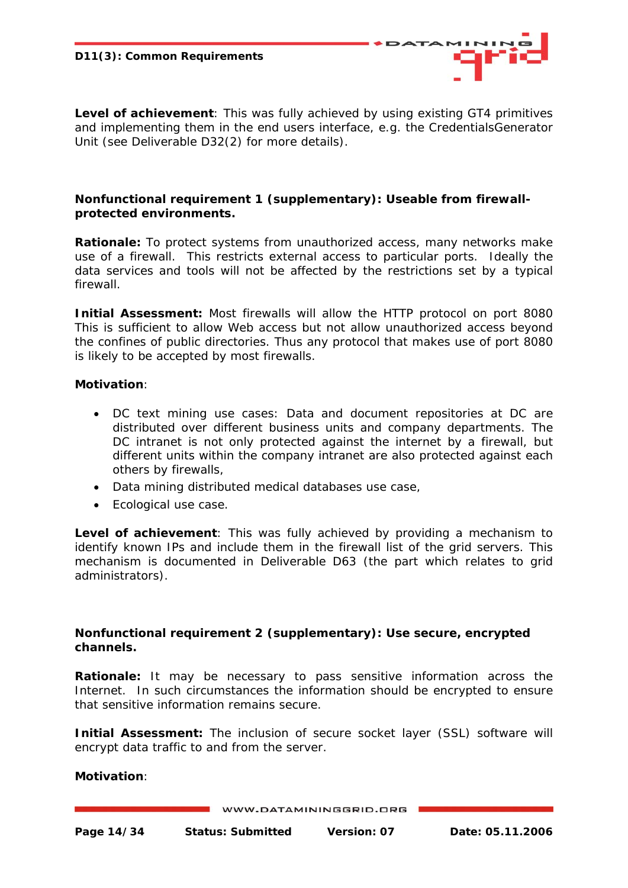**Level of achievement**: This was fully achieved by using existing GT4 primitives and implementing them in the end users interface, e.g. the CredentialsGenerator Unit (see Deliverable D32(2) for more details).

**Nonfunctional requirement 1 (supplementary): Useable from firewall-protected environments.**

**Rationale:** To protect systems from unauthorized access, many networks make use of a firewall. This restricts external access to particular ports. Ideally the data services and tools will not be affected by the restrictions set by a typical firewall.

**Initial Assessment:** Most firewalls will allow the HTTP protocol on port 8080 This is sufficient to allow Web access but not allow unauthorized access beyond the confines of public directories. Thus any protocol that makes use of port 8080 is likely to be accepted by most firewalls.

**Motivation**:

- DC text mining use cases: Data and document repositories at DC are distributed over different business units and company departments. The DC intranet is not only protected against the internet by a firewall, but different units within the company intranet are also protected against each others by firewalls,
- Data mining distributed medical databases use case,
- Ecological use case.

**Level of achievement**: This was fully achieved by providing a mechanism to identify known IPs and include them in the firewall list of the grid servers. This mechanism is documented in Deliverable D63 (the part which relates to grid administrators).

**Nonfunctional requirement 2 (supplementary): Use secure, encrypted channels.**

**Rationale:** It may be necessary to pass sensitive information across the Internet. In such circumstances the information should be encrypted to ensure that sensitive information remains secure.

**Initial Assessment:** The inclusion of secure socket layer (SSL) software will encrypt data traffic to and from the server.

**Motivation**: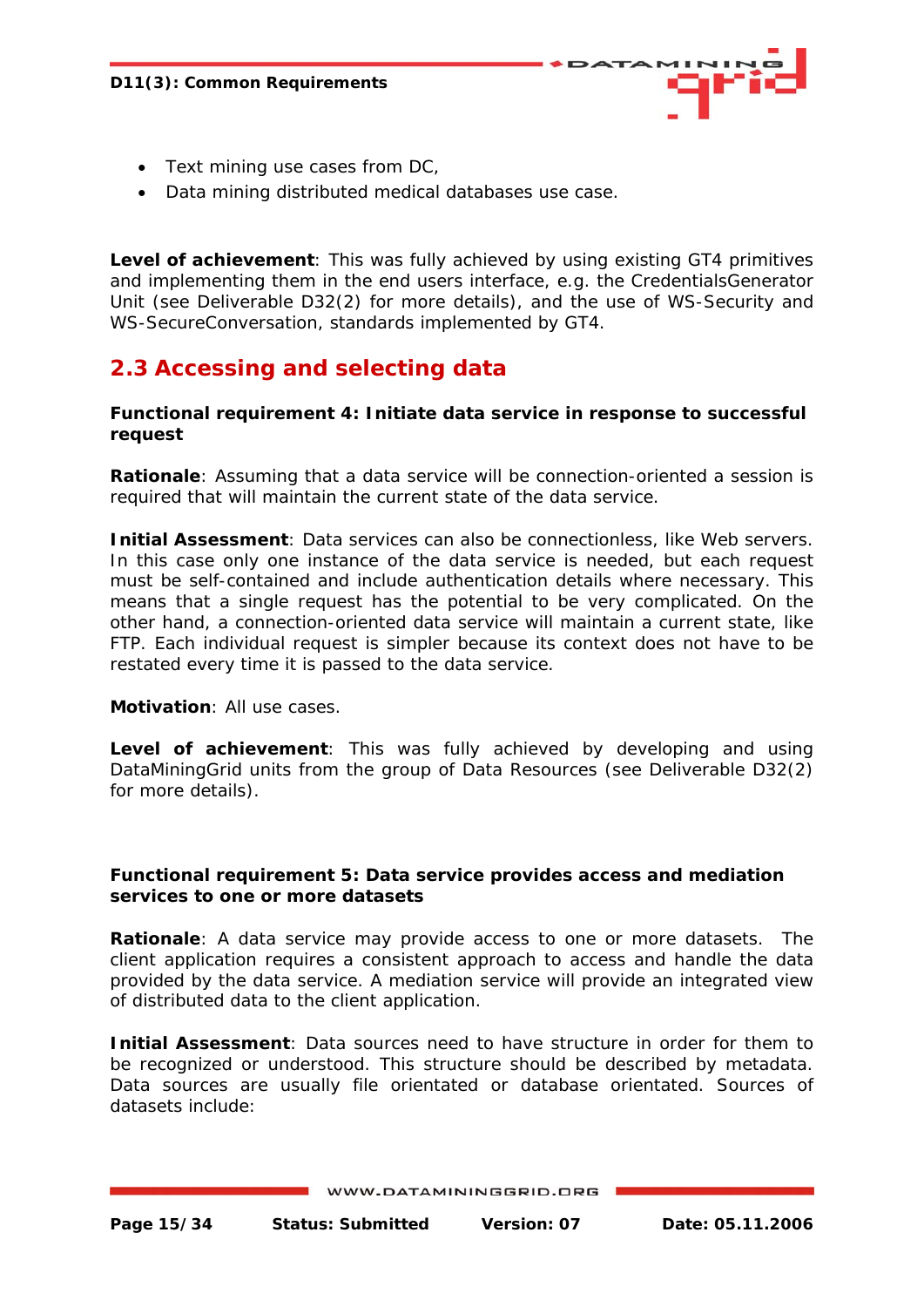- Text mining use cases from DC,
- Data mining distributed medical databases use case.

**Level of achievement**: This was fully achieved by using existing GT4 primitives and implementing them in the end users interface, e.g. the CredentialsGenerator Unit (see Deliverable D32(2) for more details), and the use of WS-Security and WS-SecureConversation, standards implemented by GT4.

## 2.3 Accessing and selecting data

**Functional requirement 4: Initiate data service in response to successful request**

**Rationale**: Assuming that a data service will be connection-oriented a session is required that will maintain the current state of the data service.

**Initial Assessment**: Data services can also be connectionless, like Web servers. In this case only one instance of the data service is needed, but each request must be self-contained and include authentication details where necessary. This means that a single request has the potential to be very complicated. On the other hand, a connection-oriented data service will maintain a current state, like FTP. Each individual request is simpler because its context does not have to be restated every time it is passed to the data service.

**Motivation**: All use cases.

**Level of achievement**: This was fully achieved by developing and using DataMiningGrid units from the group of Data Resources (see Deliverable D32(2) for more details).

**Functional requirement 5: Data service provides access and mediation services to one or more datasets**

**Rationale**: A data service may provide access to one or more datasets. The client application requires a consistent approach to access and handle the data provided by the data service. A mediation service will provide an integrated view of distributed data to the client application.

**Initial Assessment**: Data sources need to have structure in order for them to be recognized or understood. This structure should be described by metadata. Data sources are usually file orientated or database orientated. Sources of datasets include: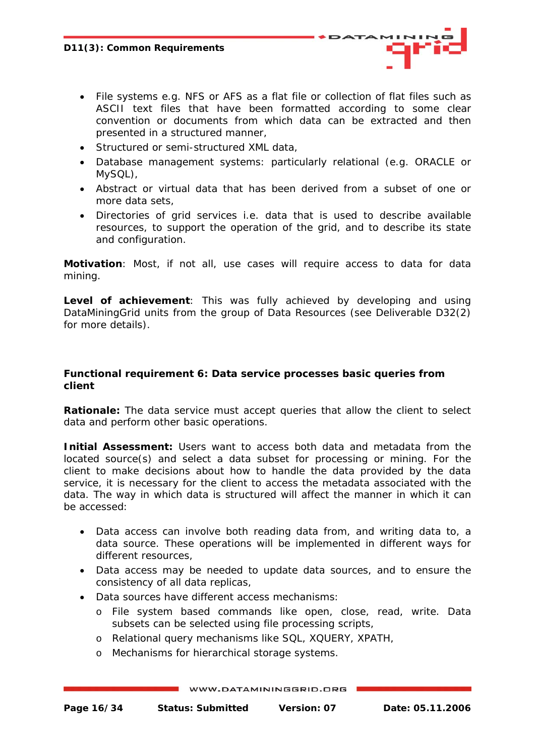- File systems e.g. NFS or AFS as a flat file or collection of flat files such as ASCII text files that have been formatted according to some clear convention or documents from which data can be extracted and then presented in a structured manner,
- Structured or semi-structured XML data,
- Database management systems: particularly relational (e.g. ORACLE or MySQL),
- Abstract or virtual data that has been derived from a subset of one or more data sets,
- Directories of grid services i.e. data that is used to describe available resources, to support the operation of the grid, and to describe its state and configuration.

**Motivation**: Most, if not all, use cases will require access to data for data mining.

**Level of achievement**: This was fully achieved by developing and using DataMiningGrid units from the group of Data Resources (see Deliverable D32(2) for more details).

**Functional requirement 6: Data service processes basic queries from client**

**Rationale:** The data service must accept queries that allow the client to select data and perform other basic operations.

**Initial Assessment:** Users want to access both data and metadata from the located source(s) and select a data subset for processing or mining. For the client to make decisions about how to handle the data provided by the data service, it is necessary for the client to access the metadata associated with the data. The way in which data is structured will affect the manner in which it can be accessed:

- Data access can involve both reading data from, and writing data to, a data source. These operations will be implemented in different ways for different resources,
- Data access may be needed to update data sources, and to ensure the consistency of all data replicas,
- Data sources have different access mechanisms:
  - File system based commands like open, close, read, write. Data subsets can be selected using file processing scripts,
  - Relational query mechanisms like SQL, XQUERY, XPATH,
  - Mechanisms for hierarchical storage systems.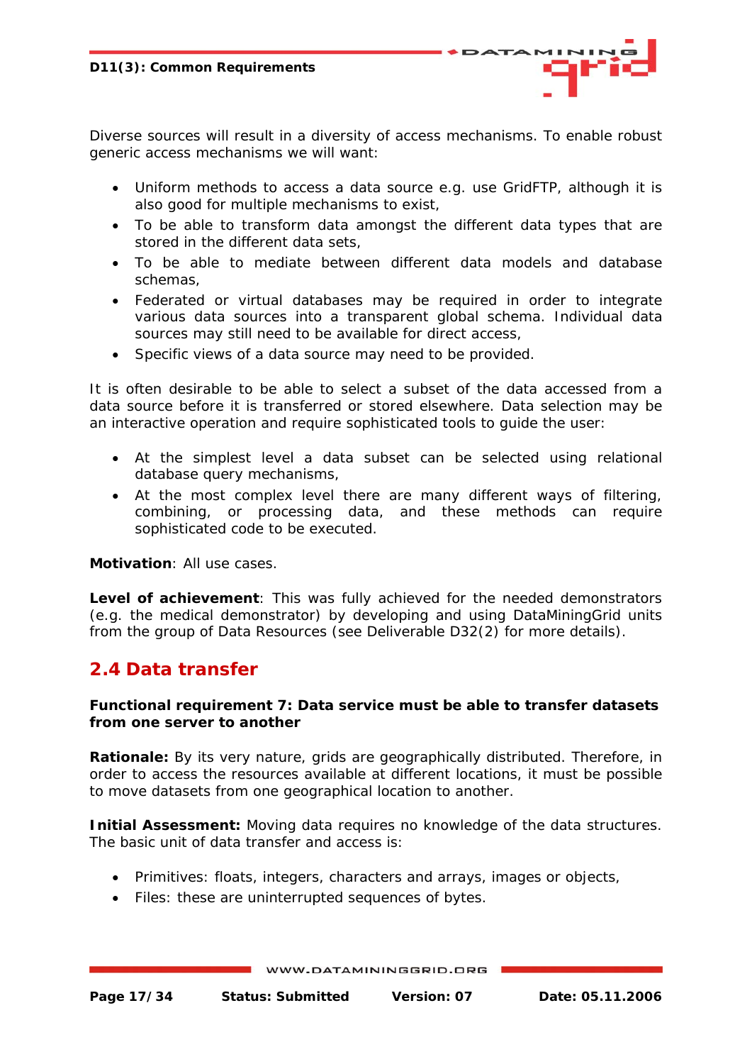Diverse sources will result in a diversity of access mechanisms. To enable robust generic access mechanisms we will want:

- Uniform methods to access a data source e.g. use GridFTP, although it is also good for multiple mechanisms to exist,
- To be able to transform data amongst the different data types that are stored in the different data sets,
- To be able to mediate between different data models and database schemas,
- Federated or virtual databases may be required in order to integrate various data sources into a transparent global schema. Individual data sources may still need to be available for direct access,
- Specific views of a data source may need to be provided.

It is often desirable to be able to select a subset of the data accessed from a data source before it is transferred or stored elsewhere. Data selection may be an interactive operation and require sophisticated tools to guide the user:

- At the simplest level a data subset can be selected using relational database query mechanisms,
- At the most complex level there are many different ways of filtering, combining, or processing data, and these methods can require sophisticated code to be executed.

**Motivation**: All use cases.

**Level of achievement**: This was fully achieved for the needed demonstrators (e.g. the medical demonstrator) by developing and using DataMiningGrid units from the group of Data Resources (see Deliverable D32(2) for more details).

## 2.4 Data transfer

**Functional requirement 7: Data service must be able to transfer datasets from one server to another**

**Rationale:** By its very nature, grids are geographically distributed. Therefore, in order to access the resources available at different locations, it must be possible to move datasets from one geographical location to another.

**Initial Assessment:** Moving data requires no knowledge of the data structures. The basic unit of data transfer and access is:

- Primitives: floats, integers, characters and arrays, images or objects,
- Files: these are uninterrupted sequences of bytes.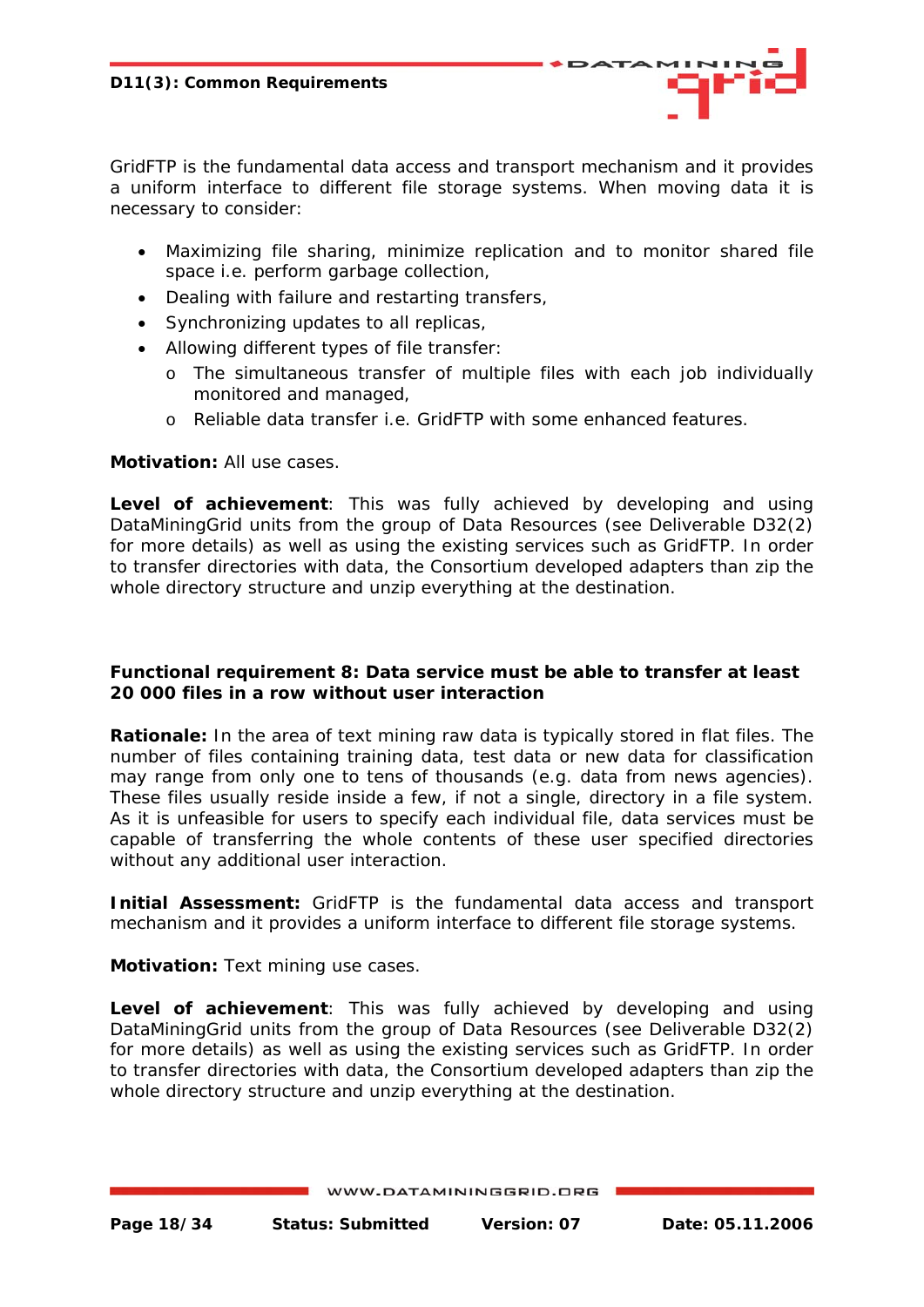GridFTP is the fundamental data access and transport mechanism and it provides a uniform interface to different file storage systems. When moving data it is necessary to consider:

- Maximizing file sharing, minimize replication and to monitor shared file space i.e. perform garbage collection,
- Dealing with failure and restarting transfers,
- Synchronizing updates to all replicas,
- Allowing different types of file transfer:
  - The simultaneous transfer of multiple files with each job individually monitored and managed,
  - Reliable data transfer i.e. GridFTP with some enhanced features.

**Motivation:** All use cases.

**Level of achievement**: This was fully achieved by developing and using DataMiningGrid units from the group of Data Resources (see Deliverable D32(2) for more details) as well as using the existing services such as GridFTP. In order to transfer directories with data, the Consortium developed adapters than zip the whole directory structure and unzip everything at the destination.

**Functional requirement 8: Data service must be able to transfer at least 20 000 files in a row without user interaction**

**Rationale:** In the area of text mining raw data is typically stored in flat files. The number of files containing training data, test data or new data for classification may range from only one to tens of thousands (e.g. data from news agencies). These files usually reside inside a few, if not a single, directory in a file system. As it is unfeasible for users to specify each individual file, data services must be capable of transferring the whole contents of these user specified directories without any additional user interaction.

**Initial Assessment:** GridFTP is the fundamental data access and transport mechanism and it provides a uniform interface to different file storage systems.

**Motivation:** Text mining use cases.

**Level of achievement**: This was fully achieved by developing and using DataMiningGrid units from the group of Data Resources (see Deliverable D32(2) for more details) as well as using the existing services such as GridFTP. In order to transfer directories with data, the Consortium developed adapters than zip the whole directory structure and unzip everything at the destination.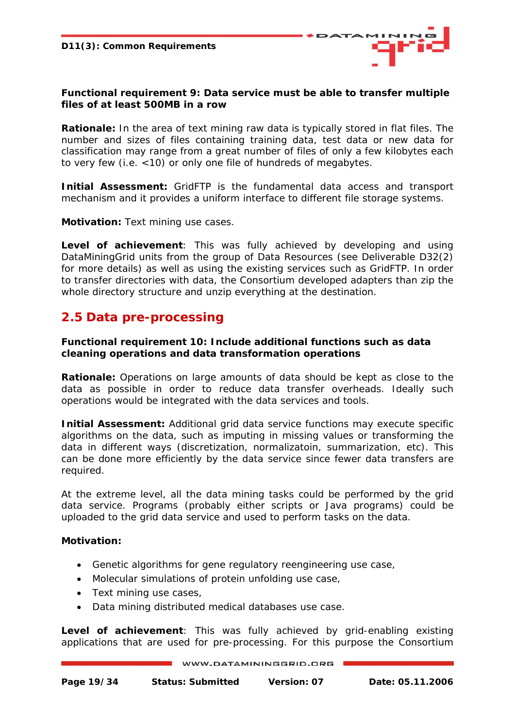**Functional requirement 9: Data service must be able to transfer multiple files of at least 500MB in a row**

**Rationale:** In the area of text mining raw data is typically stored in flat files. The number and sizes of files containing training data, test data or new data for classification may range from a great number of files of only a few kilobytes each to very few (i.e. <10) or only one file of hundreds of megabytes.

**Initial Assessment:** GridFTP is the fundamental data access and transport mechanism and it provides a uniform interface to different file storage systems.

**Motivation:** Text mining use cases.

**Level of achievement**: This was fully achieved by developing and using DataMiningGrid units from the group of Data Resources (see Deliverable D32(2) for more details) as well as using the existing services such as GridFTP. In order to transfer directories with data, the Consortium developed adapters than zip the whole directory structure and unzip everything at the destination.

## 2.5 Data pre-processing

**Functional requirement 10: Include additional functions such as data cleaning operations and data transformation operations**

**Rationale:** Operations on large amounts of data should be kept as close to the data as possible in order to reduce data transfer overheads. Ideally such operations would be integrated with the data services and tools.

**Initial Assessment:** Additional grid data service functions may execute specific algorithms on the data, such as imputing in missing values or transforming the data in different ways (discretization, normalizatoin, summarization, etc). This can be done more efficiently by the data service since fewer data transfers are required.

At the extreme level, all the data mining tasks could be performed by the grid data service. Programs (probably either scripts or Java programs) could be uploaded to the grid data service and used to perform tasks on the data.

**Motivation:**

- Genetic algorithms for gene regulatory reengineering use case,
- Molecular simulations of protein unfolding use case,
- Text mining use cases,
- Data mining distributed medical databases use case.

**Level of achievement**: This was fully achieved by grid-enabling existing applications that are used for pre-processing. For this purpose the Consortium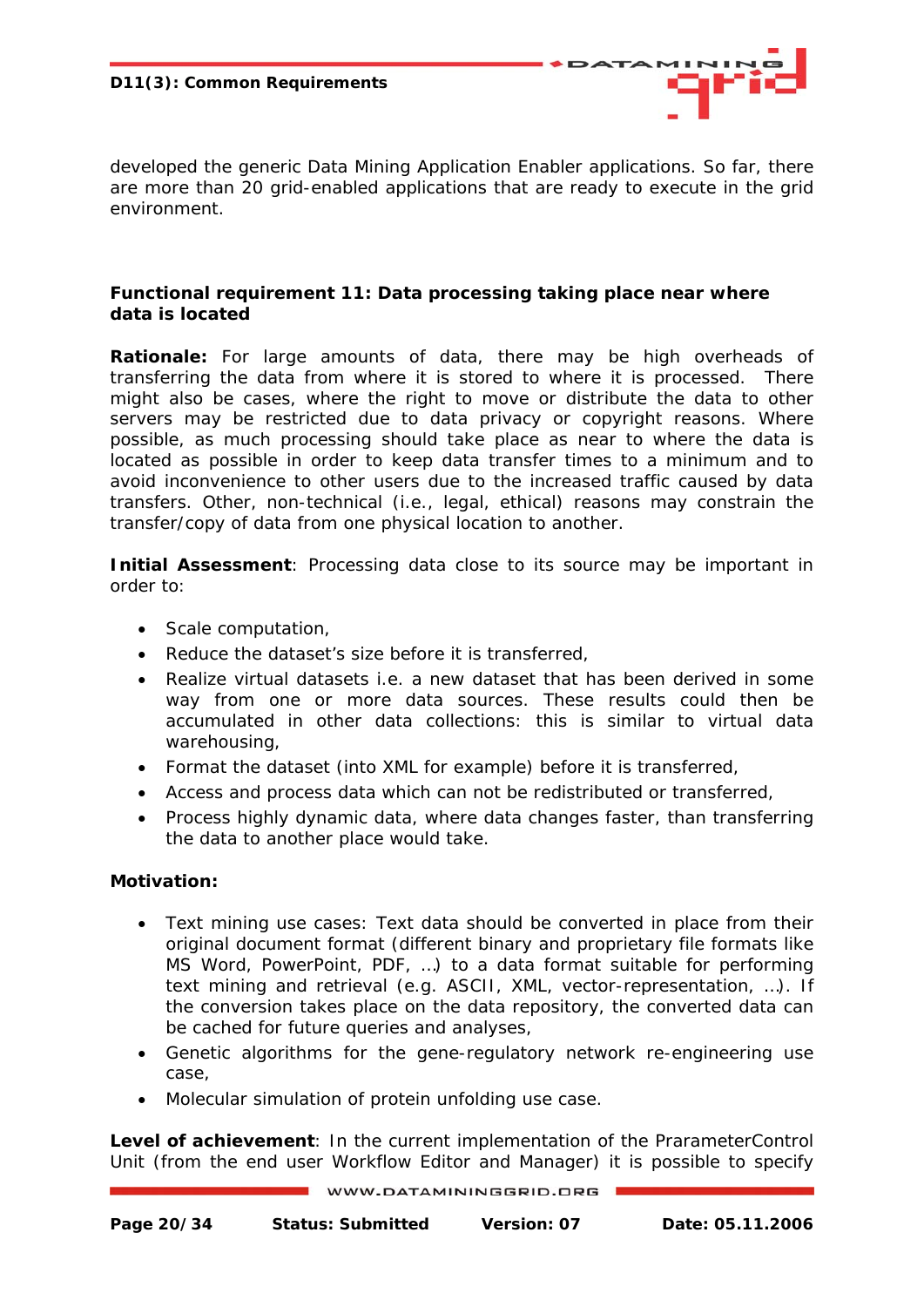developed the generic Data Mining Application Enabler applications. So far, there are more than 20 grid-enabled applications that are ready to execute in the grid environment.

**Functional requirement 11: Data processing taking place near where data is located**

**Rationale:** For large amounts of data, there may be high overheads of transferring the data from where it is stored to where it is processed. There might also be cases, where the right to move or distribute the data to other servers may be restricted due to data privacy or copyright reasons. Where possible, as much processing should take place as near to where the data is located as possible in order to keep data transfer times to a minimum and to avoid inconvenience to other users due to the increased traffic caused by data transfers. Other, non-technical (i.e., legal, ethical) reasons may constrain the transfer/copy of data from one physical location to another.

**Initial Assessment**: Processing data close to its source may be important in order to:

- Scale computation,
- Reduce the dataset's size before it is transferred,
- Realize virtual datasets i.e. a new dataset that has been derived in some way from one or more data sources. These results could then be accumulated in other data collections: this is similar to virtual data warehousing,
- Format the dataset (into XML for example) before it is transferred,
- Access and process data which can not be redistributed or transferred,
- Process highly dynamic data, where data changes faster, than transferring the data to another place would take.

**Motivation:**

- Text mining use cases: Text data should be converted in place from their original document format (different binary and proprietary file formats like MS Word, PowerPoint, PDF, …) to a data format suitable for performing text mining and retrieval (e.g. ASCII, XML, vector-representation, …). If the conversion takes place on the data repository, the converted data can be cached for future queries and analyses,
- Genetic algorithms for the gene-regulatory network re-engineering use case,
- Molecular simulation of protein unfolding use case.

**Level of achievement**: In the current implementation of the PrarameterControl Unit (from the end user Workflow Editor and Manager) it is possible to specify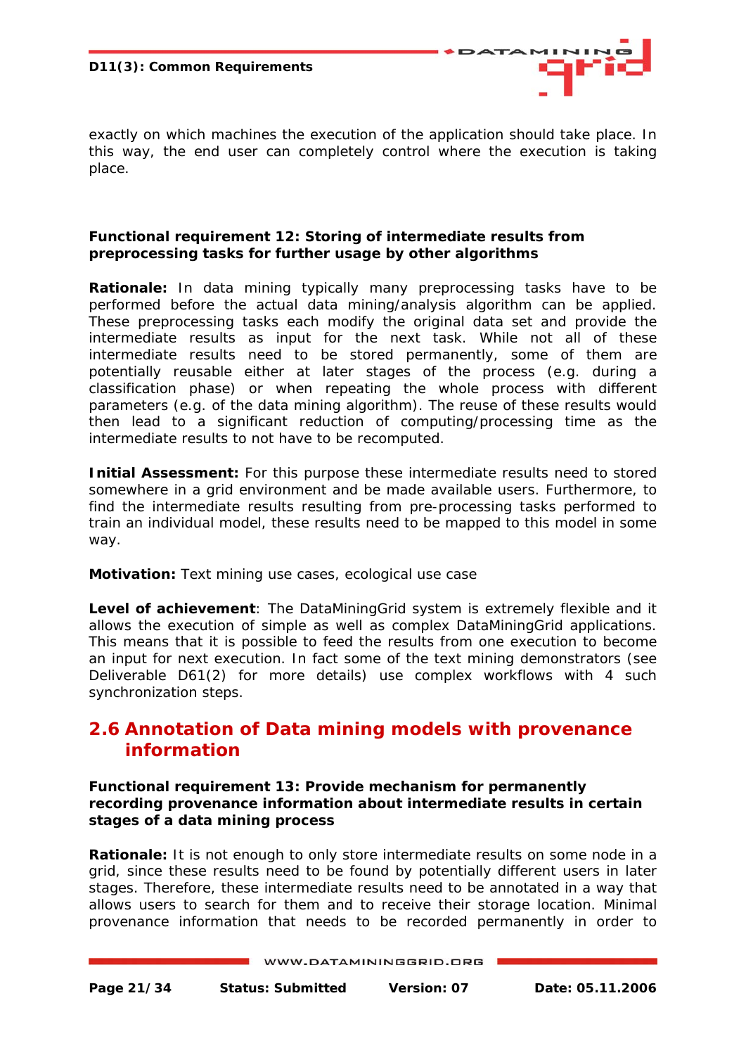exactly on which machines the execution of the application should take place. In this way, the end user can completely control where the execution is taking place.

**Functional requirement 12: Storing of intermediate results from preprocessing tasks for further usage by other algorithms**

**Rationale:** In data mining typically many preprocessing tasks have to be performed before the actual data mining/analysis algorithm can be applied. These preprocessing tasks each modify the original data set and provide the intermediate results as input for the next task. While not all of these intermediate results need to be stored permanently, some of them are potentially reusable either at later stages of the process (e.g. during a classification phase) or when repeating the whole process with different parameters (e.g. of the data mining algorithm). The reuse of these results would then lead to a significant reduction of computing/processing time as the intermediate results to not have to be recomputed.

**Initial Assessment:** For this purpose these intermediate results need to stored somewhere in a grid environment and be made available users. Furthermore, to find the intermediate results resulting from pre-processing tasks performed to train an individual model, these results need to be mapped to this model in some way.

**Motivation:** Text mining use cases, ecological use case

**Level of achievement**: The DataMiningGrid system is extremely flexible and it allows the execution of simple as well as complex DataMiningGrid applications. This means that it is possible to feed the results from one execution to become an input for next execution. In fact some of the text mining demonstrators (see Deliverable D61(2) for more details) use complex workflows with 4 such synchronization steps.

## 2.6 Annotation of Data mining models with provenance information

**Functional requirement 13: Provide mechanism for permanently recording provenance information about intermediate results in certain stages of a data mining process**

**Rationale:** It is not enough to only store intermediate results on some node in a grid, since these results need to be found by potentially different users in later stages. Therefore, these intermediate results need to be annotated in a way that allows users to search for them and to receive their storage location. Minimal provenance information that needs to be recorded permanently in order to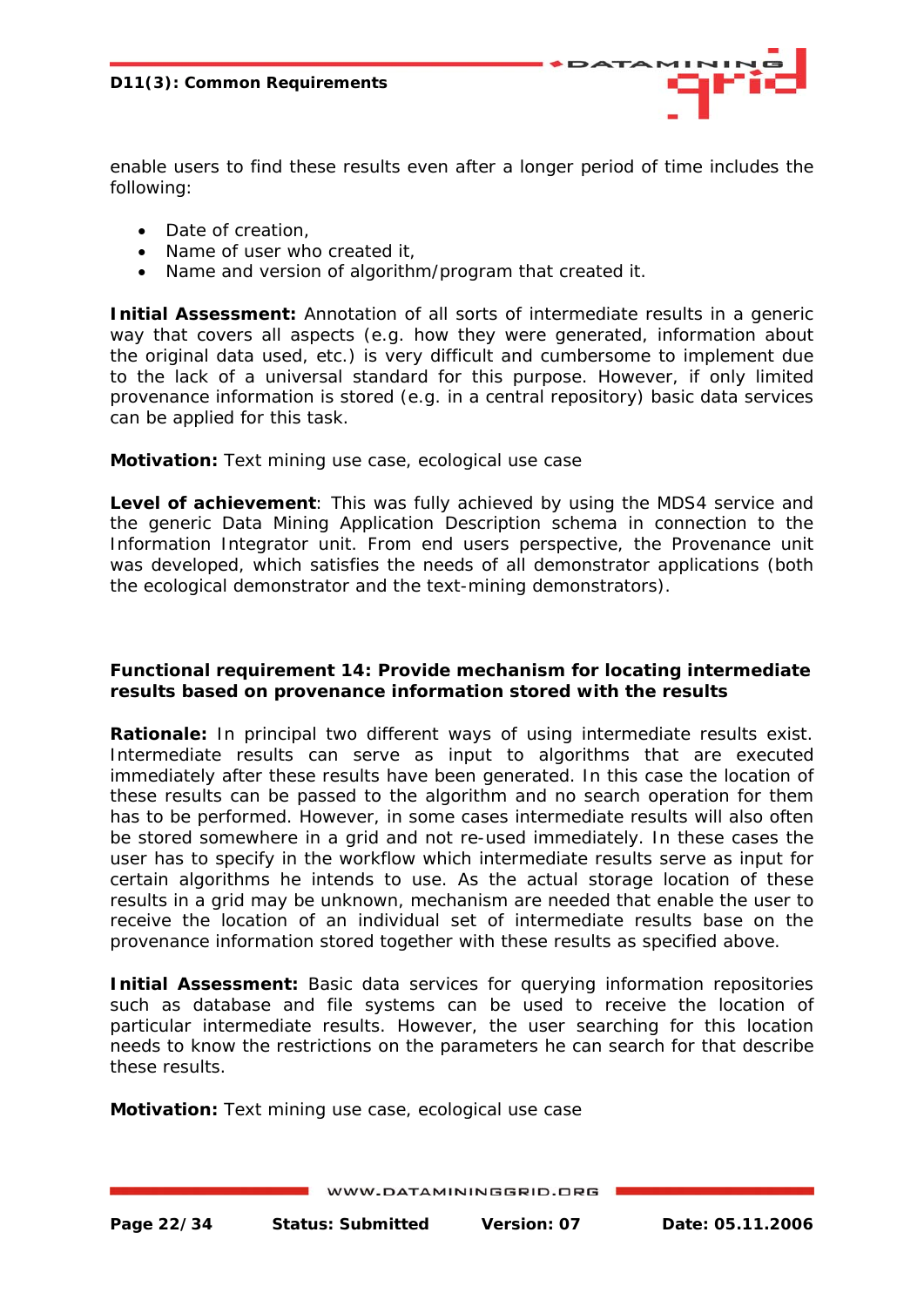enable users to find these results even after a longer period of time includes the following:

- Date of creation,
- Name of user who created it,
- Name and version of algorithm/program that created it.

**Initial Assessment:** Annotation of all sorts of intermediate results in a generic way that covers all aspects (e.g. how they were generated, information about the original data used, etc.) is very difficult and cumbersome to implement due to the lack of a universal standard for this purpose. However, if only limited provenance information is stored (e.g. in a central repository) basic data services can be applied for this task.

**Motivation:** Text mining use case, ecological use case

**Level of achievement**: This was fully achieved by using the MDS4 service and the generic Data Mining Application Description schema in connection to the Information Integrator unit. From end users perspective, the Provenance unit was developed, which satisfies the needs of all demonstrator applications (both the ecological demonstrator and the text-mining demonstrators).

**Functional requirement 14: Provide mechanism for locating intermediate results based on provenance information stored with the results**

**Rationale:** In principal two different ways of using intermediate results exist. Intermediate results can serve as input to algorithms that are executed immediately after these results have been generated. In this case the location of these results can be passed to the algorithm and no search operation for them has to be performed. However, in some cases intermediate results will also often be stored somewhere in a grid and not re-used immediately. In these cases the user has to specify in the workflow which intermediate results serve as input for certain algorithms he intends to use. As the actual storage location of these results in a grid may be unknown, mechanism are needed that enable the user to receive the location of an individual set of intermediate results base on the provenance information stored together with these results as specified above.

**Initial Assessment:** Basic data services for querying information repositories such as database and file systems can be used to receive the location of particular intermediate results. However, the user searching for this location needs to know the restrictions on the parameters he can search for that describe these results.

**Motivation:** Text mining use case, ecological use case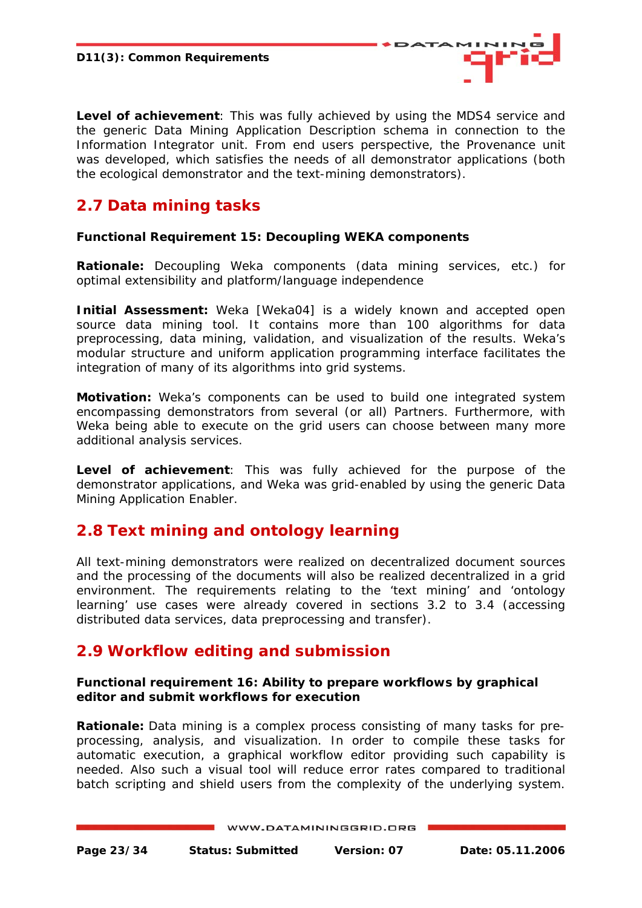**Level of achievement**: This was fully achieved by using the MDS4 service and the generic Data Mining Application Description schema in connection to the Information Integrator unit. From end users perspective, the Provenance unit was developed, which satisfies the needs of all demonstrator applications (both the ecological demonstrator and the text-mining demonstrators).

## 2.7 Data mining tasks

**Functional Requirement 15: Decoupling WEKA components**

**Rationale:** Decoupling Weka components (data mining services, etc.) for optimal extensibility and platform/language independence

**Initial Assessment:** Weka [Weka04] is a widely known and accepted open source data mining tool. It contains more than 100 algorithms for data preprocessing, data mining, validation, and visualization of the results. Weka's modular structure and uniform application programming interface facilitates the integration of many of its algorithms into grid systems.

**Motivation:** Weka's components can be used to build one integrated system encompassing demonstrators from several (or all) Partners. Furthermore, with Weka being able to execute on the grid users can choose between many more additional analysis services.

**Level of achievement**: This was fully achieved for the purpose of the demonstrator applications, and Weka was grid-enabled by using the generic Data Mining Application Enabler.

## 2.8 Text mining and ontology learning

All text-mining demonstrators were realized on decentralized document sources and the processing of the documents will also be realized decentralized in a grid environment. The requirements relating to the 'text mining' and 'ontology learning' use cases were already covered in sections 3.2 to 3.4 (accessing distributed data services, data preprocessing and transfer).

## 2.9 Workflow editing and submission

**Functional requirement 16: Ability to prepare workflows by graphical editor and submit workflows for execution**

**Rationale:** Data mining is a complex process consisting of many tasks for pre-processing, analysis, and visualization. In order to compile these tasks for automatic execution, a graphical workflow editor providing such capability is needed. Also such a visual tool will reduce error rates compared to traditional batch scripting and shield users from the complexity of the underlying system.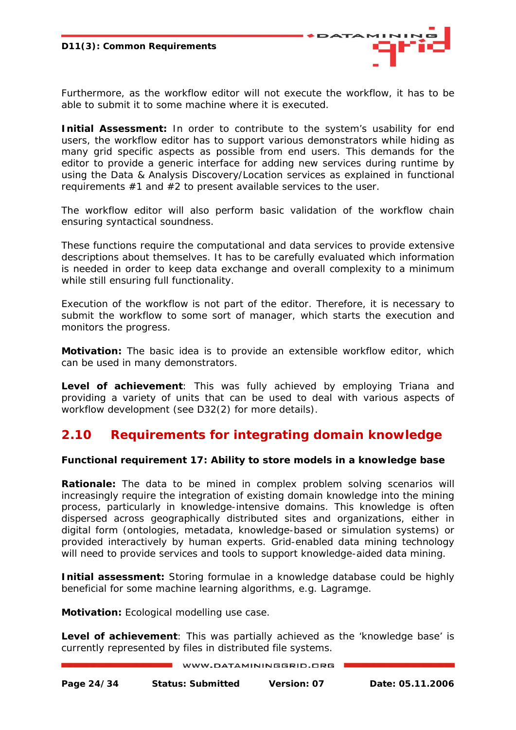Furthermore, as the workflow editor will not execute the workflow, it has to be able to submit it to some machine where it is executed.

**Initial Assessment:** In order to contribute to the system's usability for end users, the workflow editor has to support various demonstrators while hiding as many grid specific aspects as possible from end users. This demands for the editor to provide a generic interface for adding new services during runtime by using the Data & Analysis Discovery/Location services as explained in functional requirements #1 and #2 to present available services to the user.

The workflow editor will also perform basic validation of the workflow chain ensuring syntactical soundness.

These functions require the computational and data services to provide extensive descriptions about themselves. It has to be carefully evaluated which information is needed in order to keep data exchange and overall complexity to a minimum while still ensuring full functionality.

Execution of the workflow is not part of the editor. Therefore, it is necessary to submit the workflow to some sort of manager, which starts the execution and monitors the progress.

**Motivation:** The basic idea is to provide an extensible workflow editor, which can be used in many demonstrators.

**Level of achievement**: This was fully achieved by employing Triana and providing a variety of units that can be used to deal with various aspects of workflow development (see D32(2) for more details).

## 2.10 Requirements for integrating domain knowledge

**Functional requirement 17: Ability to store models in a knowledge base**

**Rationale:** The data to be mined in complex problem solving scenarios will increasingly require the integration of existing domain knowledge into the mining process, particularly in knowledge-intensive domains. This knowledge is often dispersed across geographically distributed sites and organizations, either in digital form (ontologies, metadata, knowledge-based or simulation systems) or provided interactively by human experts. Grid-enabled data mining technology will need to provide services and tools to support knowledge-aided data mining.

**Initial assessment:** Storing formulae in a knowledge database could be highly beneficial for some machine learning algorithms, e.g. Lagramge.

**Motivation:** Ecological modelling use case.

**Level of achievement**: This was partially achieved as the 'knowledge base' is currently represented by files in distributed file systems.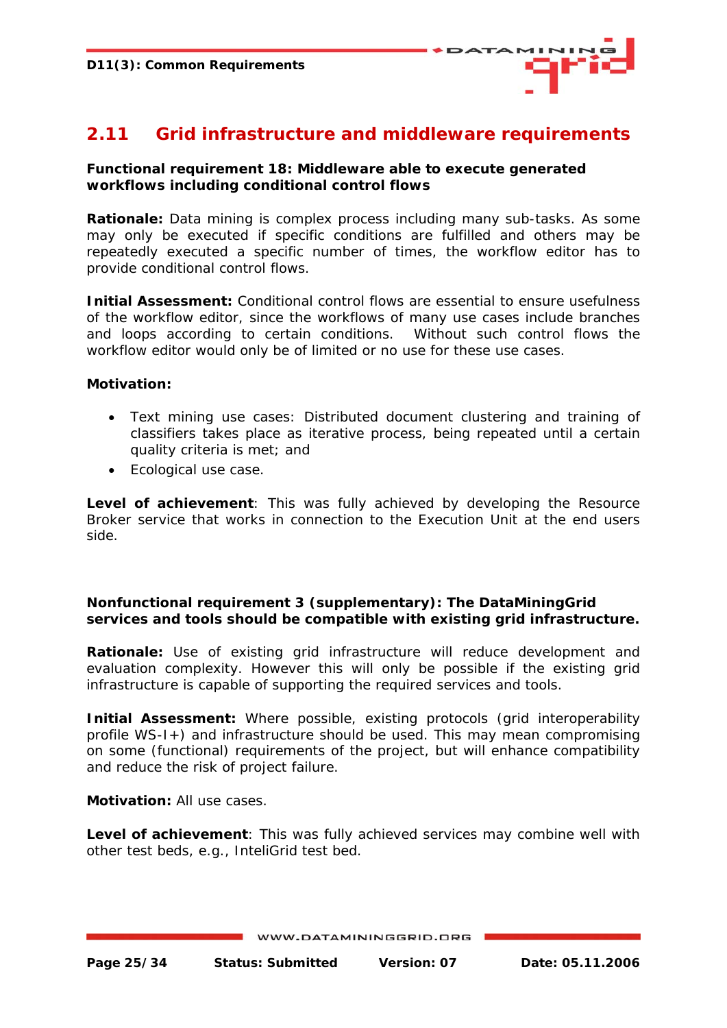## 2.11 Grid infrastructure and middleware requirements

**Functional requirement 18: Middleware able to execute generated workflows including conditional control flows**

**Rationale:** Data mining is complex process including many sub-tasks. As some may only be executed if specific conditions are fulfilled and others may be repeatedly executed a specific number of times, the workflow editor has to provide conditional control flows.

**Initial Assessment:** Conditional control flows are essential to ensure usefulness of the workflow editor, since the workflows of many use cases include branches and loops according to certain conditions. Without such control flows the workflow editor would only be of limited or no use for these use cases.

**Motivation:**

- Text mining use cases: Distributed document clustering and training of classifiers takes place as iterative process, being repeated until a certain quality criteria is met; and
- Ecological use case.

**Level of achievement**: This was fully achieved by developing the Resource Broker service that works in connection to the Execution Unit at the end users side.

**Nonfunctional requirement 3 (supplementary): The DataMiningGrid services and tools should be compatible with existing grid infrastructure.**

**Rationale:** Use of existing grid infrastructure will reduce development and evaluation complexity. However this will only be possible if the existing grid infrastructure is capable of supporting the required services and tools.

**Initial Assessment:** Where possible, existing protocols (grid interoperability profile WS-I+) and infrastructure should be used. This may mean compromising on some (functional) requirements of the project, but will enhance compatibility and reduce the risk of project failure.

**Motivation:** All use cases.

**Level of achievement**: This was fully achieved services may combine well with other test beds, e.g., InteliGrid test bed.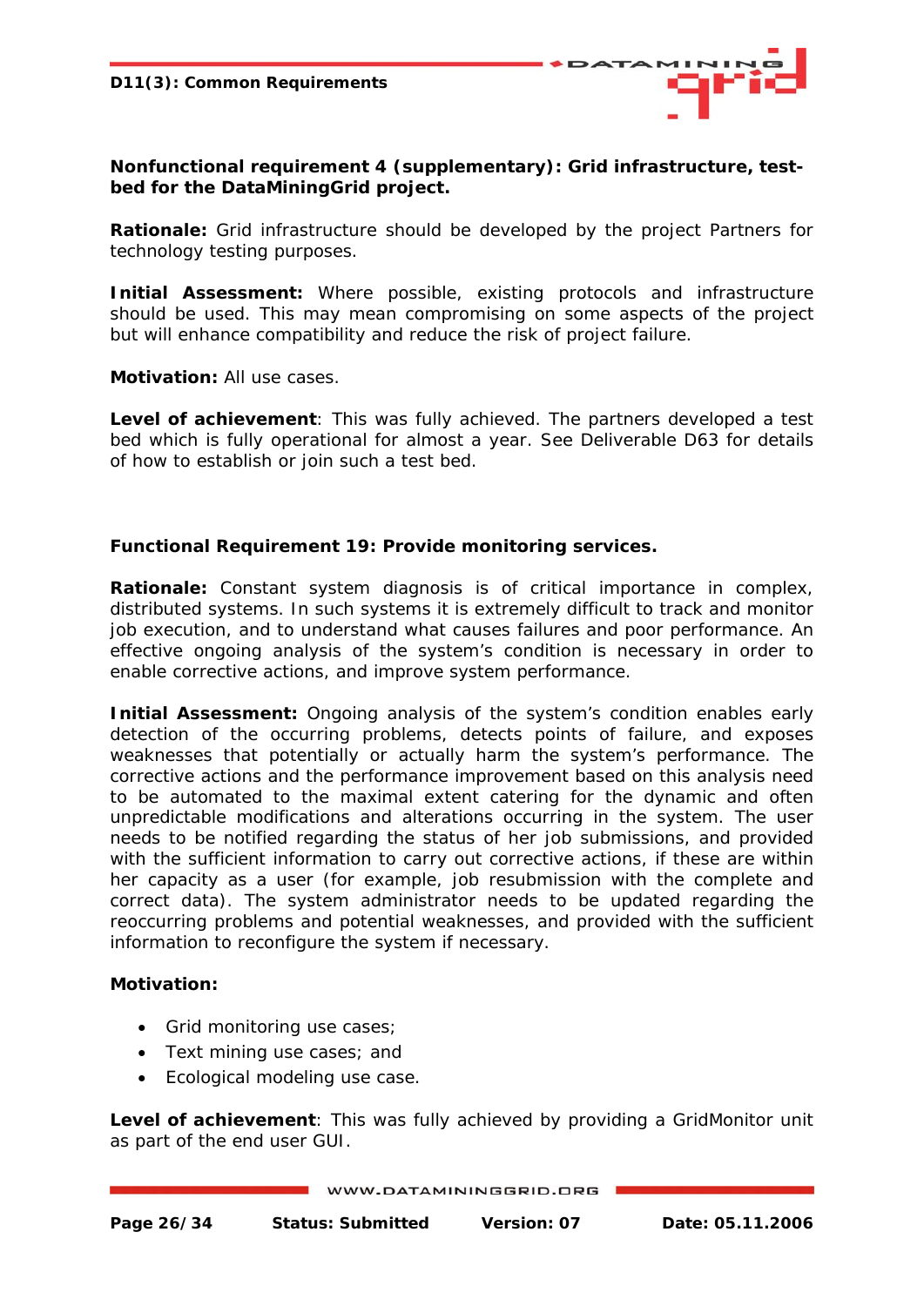**Nonfunctional requirement 4 (supplementary): Grid infrastructure, test-bed for the DataMiningGrid project.**

**Rationale:** Grid infrastructure should be developed by the project Partners for technology testing purposes.

**Initial Assessment:** Where possible, existing protocols and infrastructure should be used. This may mean compromising on some aspects of the project but will enhance compatibility and reduce the risk of project failure.

**Motivation:** All use cases.

**Level of achievement**: This was fully achieved. The partners developed a test bed which is fully operational for almost a year. See Deliverable D63 for details of how to establish or join such a test bed.

**Functional Requirement 19: Provide monitoring services.**

**Rationale:** Constant system diagnosis is of critical importance in complex, distributed systems. In such systems it is extremely difficult to track and monitor job execution, and to understand what causes failures and poor performance. An effective ongoing analysis of the system's condition is necessary in order to enable corrective actions, and improve system performance.

**Initial Assessment:** Ongoing analysis of the system's condition enables early detection of the occurring problems, detects points of failure, and exposes weaknesses that potentially or actually harm the system's performance. The corrective actions and the performance improvement based on this analysis need to be automated to the maximal extent catering for the dynamic and often unpredictable modifications and alterations occurring in the system. The user needs to be notified regarding the status of her job submissions, and provided with the sufficient information to carry out corrective actions, if these are within her capacity as a user (for example, job resubmission with the complete and correct data). The system administrator needs to be updated regarding the reoccurring problems and potential weaknesses, and provided with the sufficient information to reconfigure the system if necessary.

**Motivation:**

- Grid monitoring use cases;
- Text mining use cases; and
- Ecological modeling use case.

**Level of achievement**: This was fully achieved by providing a GridMonitor unit as part of the end user GUI.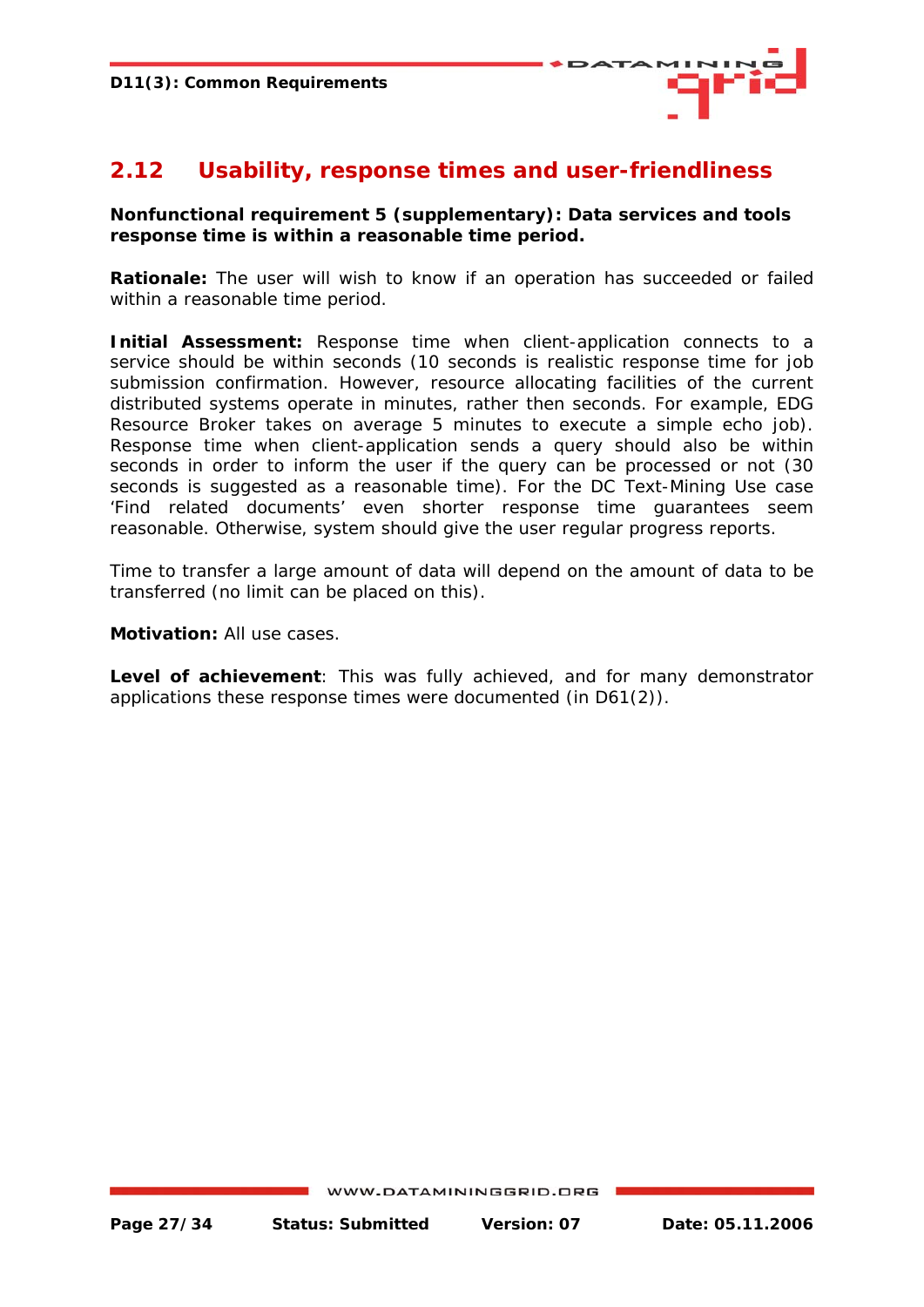## 2.12 Usability, response times and user-friendliness

**Nonfunctional requirement 5 (supplementary): Data services and tools response time is within a reasonable time period.**

**Rationale:** The user will wish to know if an operation has succeeded or failed within a reasonable time period.

**Initial Assessment:** Response time when client-application connects to a service should be within seconds (10 seconds is realistic response time for job submission confirmation. However, resource allocating facilities of the current distributed systems operate in minutes, rather then seconds. For example, EDG Resource Broker takes on average 5 minutes to execute a simple echo job). Response time when client-application sends a query should also be within seconds in order to inform the user if the query can be processed or not (30 seconds is suggested as a reasonable time). For the DC Text-Mining Use case 'Find related documents' even shorter response time guarantees seem reasonable. Otherwise, system should give the user regular progress reports.

Time to transfer a large amount of data will depend on the amount of data to be transferred (no limit can be placed on this).

**Motivation:** All use cases.

**Level of achievement**: This was fully achieved, and for many demonstrator applications these response times were documented (in D61(2)).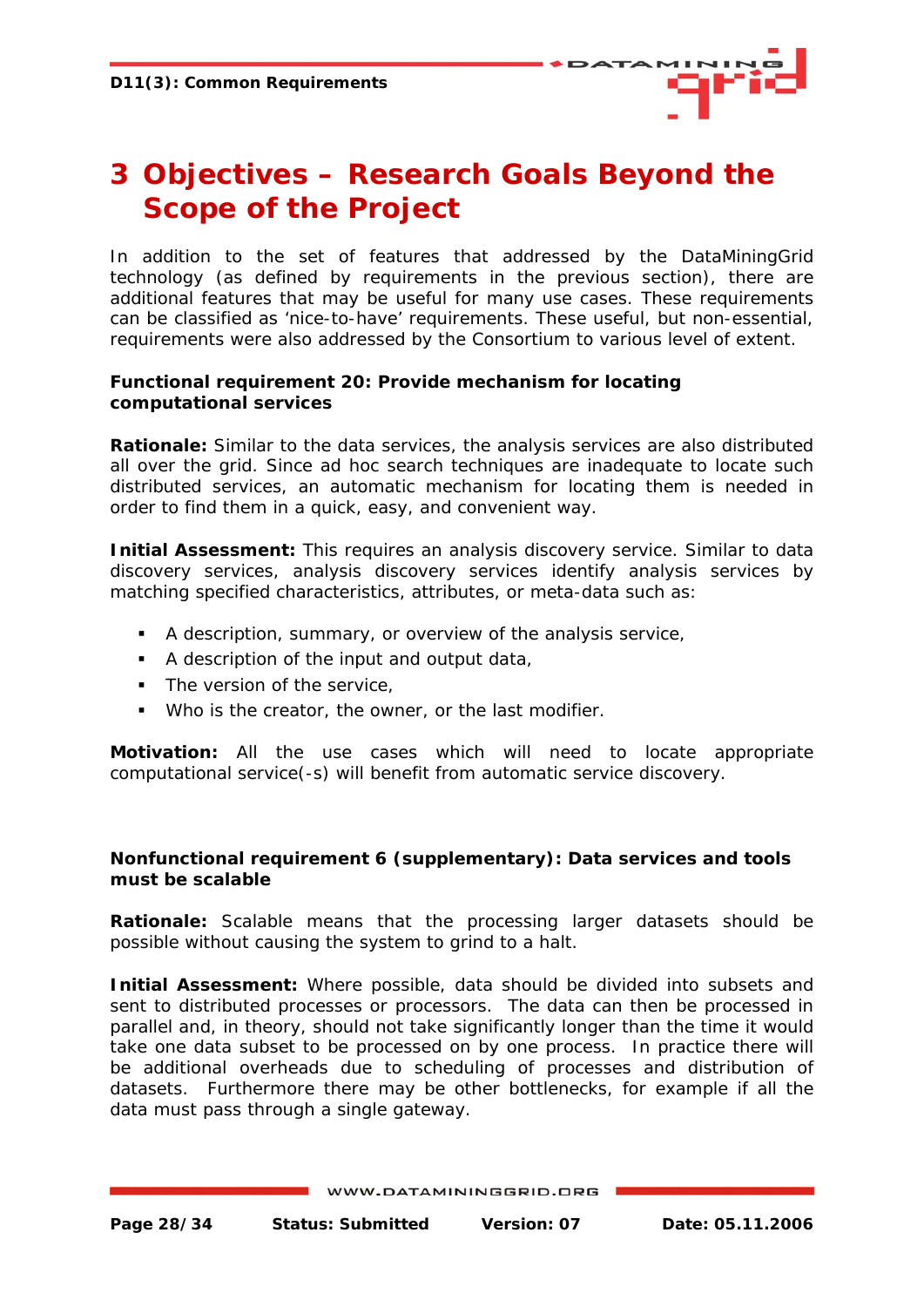# 3 Objectives – Research Goals Beyond the Scope of the Project

In addition to the set of features that addressed by the DataMiningGrid technology (as defined by requirements in the previous section), there are additional features that may be useful for many use cases. These requirements can be classified as 'nice-to-have' requirements. These useful, but non-essential, requirements were also addressed by the Consortium to various level of extent.

**Functional requirement 20: Provide mechanism for locating computational services**

**Rationale:** Similar to the data services, the analysis services are also distributed all over the grid. Since ad hoc search techniques are inadequate to locate such distributed services, an automatic mechanism for locating them is needed in order to find them in a quick, easy, and convenient way.

**Initial Assessment:** This requires an analysis discovery service. Similar to data discovery services, analysis discovery services identify analysis services by matching specified characteristics, attributes, or meta-data such as:

- A description, summary, or overview of the analysis service,
- A description of the input and output data,
- The version of the service,
- Who is the creator, the owner, or the last modifier.

**Motivation:** All the use cases which will need to locate appropriate computational service(-s) will benefit from automatic service discovery.

**Nonfunctional requirement 6 (supplementary): Data services and tools must be scalable**

**Rationale:** Scalable means that the processing larger datasets should be possible without causing the system to grind to a halt.

**Initial Assessment:** Where possible, data should be divided into subsets and sent to distributed processes or processors. The data can then be processed in parallel and, in theory, should not take significantly longer than the time it would take one data subset to be processed on by one process. In practice there will be additional overheads due to scheduling of processes and distribution of datasets. Furthermore there may be other bottlenecks, for example if all the data must pass through a single gateway.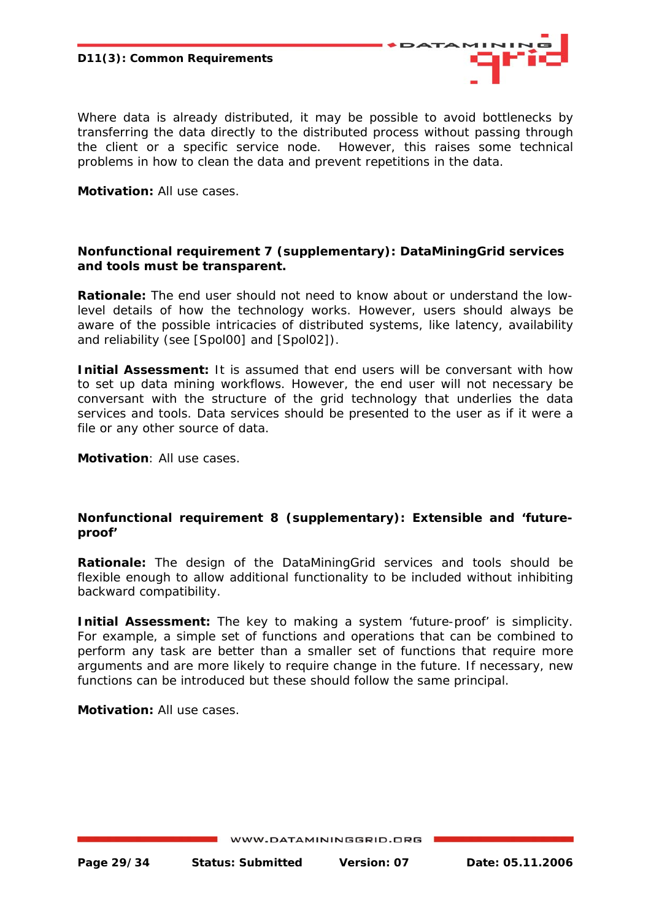Where data is already distributed, it may be possible to avoid bottlenecks by transferring the data directly to the distributed process without passing through the client or a specific service node. However, this raises some technical problems in how to clean the data and prevent repetitions in the data.

**Motivation:** All use cases.

**Nonfunctional requirement 7 (supplementary): DataMiningGrid services and tools must be transparent.**

**Rationale:** The end user should not need to know about or understand the low-level details of how the technology works. However, users should always be aware of the possible intricacies of distributed systems, like latency, availability and reliability (see [Spol00] and [Spol02]).

**Initial Assessment:** It is assumed that end users will be conversant with how to set up data mining workflows. However, the end user will not necessary be conversant with the structure of the grid technology that underlies the data services and tools. Data services should be presented to the user as if it were a file or any other source of data.

**Motivation**: All use cases.

**Nonfunctional requirement 8 (supplementary): Extensible and 'future-proof'**

**Rationale:** The design of the DataMiningGrid services and tools should be flexible enough to allow additional functionality to be included without inhibiting backward compatibility.

**Initial Assessment:** The key to making a system 'future-proof' is simplicity. For example, a simple set of functions and operations that can be combined to perform any task are better than a smaller set of functions that require more arguments and are more likely to require change in the future. If necessary, new functions can be introduced but these should follow the same principal.

**Motivation:** All use cases.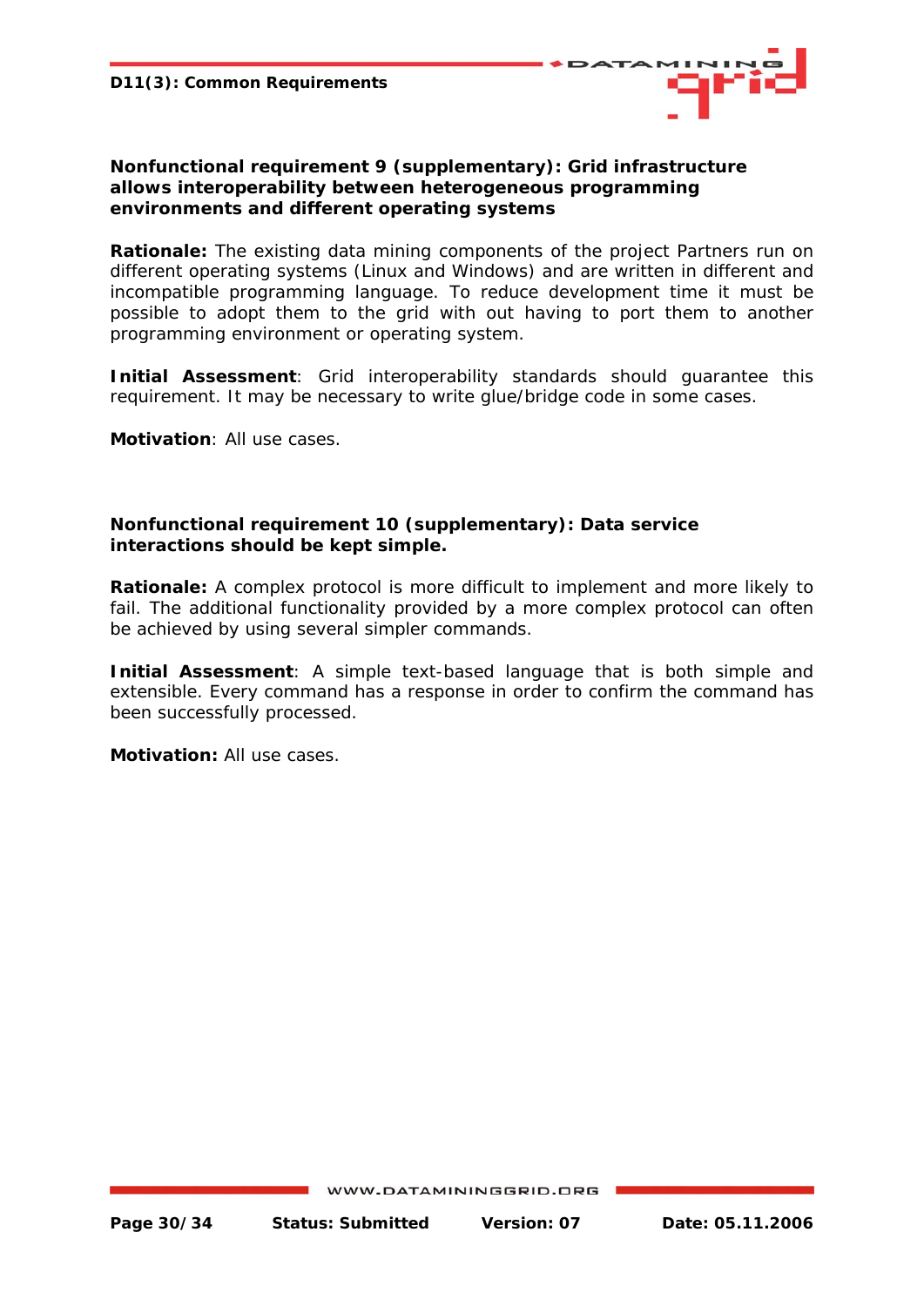### Nonfunctional requirement 9 (supplementary): Grid infrastructure allows interoperability between heterogeneous programming environments and different operating systems

**Rationale:** The existing data mining components of the project Partners run on different operating systems (Linux and Windows) and are written in different and incompatible programming language. To reduce development time it must be possible to adopt them to the grid with out having to port them to another programming environment or operating system.

**Initial Assessment**: Grid interoperability standards should guarantee this requirement. It may be necessary to write glue/bridge code in some cases.

**Motivation**: All use cases.

### Nonfunctional requirement 10 (supplementary): Data service interactions should be kept simple.

**Rationale:** A complex protocol is more difficult to implement and more likely to fail. The additional functionality provided by a more complex protocol can often be achieved by using several simpler commands.

**Initial Assessment**: A simple text-based language that is both simple and extensible. Every command has a response in order to confirm the command has been successfully processed.

**Motivation:** All use cases.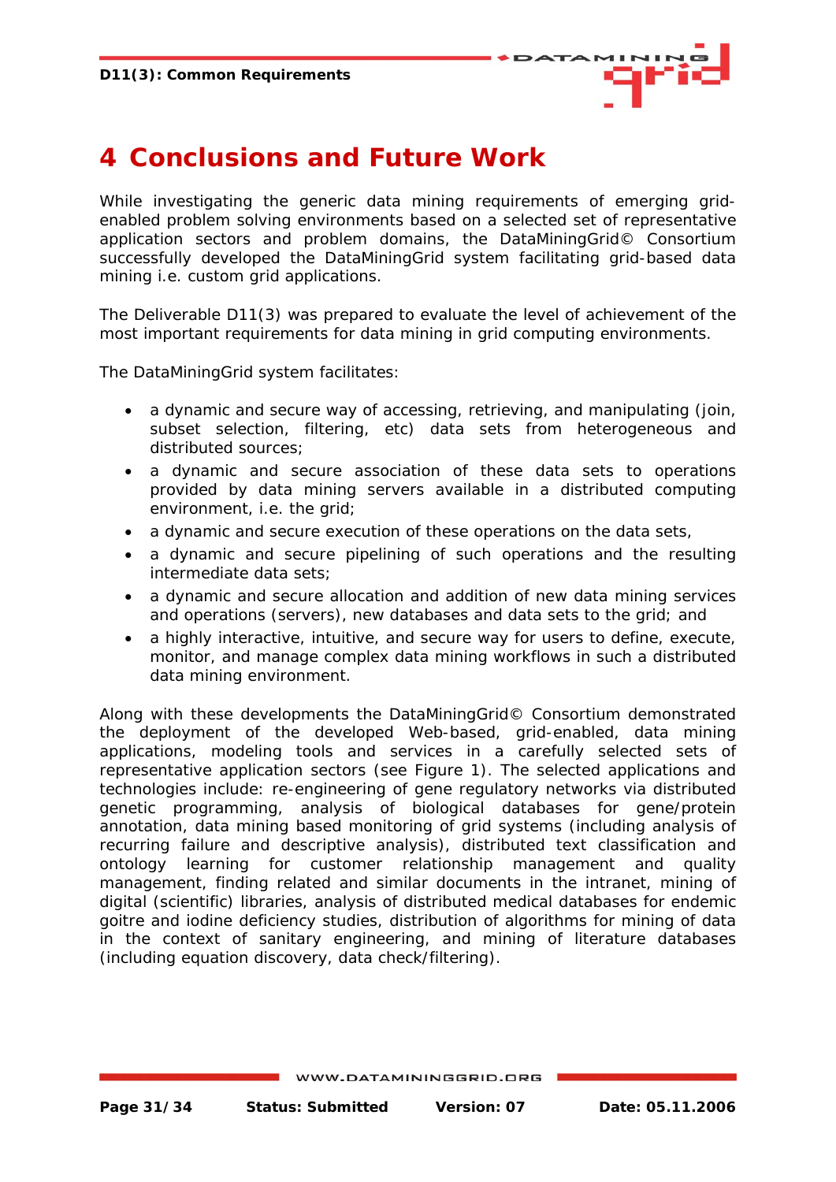# 4 Conclusions and Future Work

While investigating the generic data mining requirements of emerging grid-enabled problem solving environments based on a selected set of representative application sectors and problem domains, the DataMiningGrid© Consortium successfully developed the DataMiningGrid system facilitating grid-based data mining i.e. custom grid applications.

The Deliverable D11(3) was prepared to evaluate the level of achievement of the most important requirements for data mining in grid computing environments.

The DataMiningGrid system facilitates:

- a dynamic and secure way of accessing, retrieving, and manipulating (join, subset selection, filtering, etc) data sets from heterogeneous and distributed sources;
- a dynamic and secure association of these data sets to operations provided by data mining servers available in a distributed computing environment, i.e. the grid;
- a dynamic and secure execution of these operations on the data sets,
- a dynamic and secure pipelining of such operations and the resulting intermediate data sets;
- a dynamic and secure allocation and addition of new data mining services and operations (servers), new databases and data sets to the grid; and
- a highly interactive, intuitive, and secure way for users to define, execute, monitor, and manage complex data mining workflows in such a distributed data mining environment.

Along with these developments the DataMiningGrid© Consortium demonstrated the deployment of the developed Web-based, grid-enabled, data mining applications, modeling tools and services in a carefully selected sets of representative application sectors (see Figure 1). The selected applications and technologies include: re-engineering of gene regulatory networks via distributed genetic programming, analysis of biological databases for gene/protein annotation, data mining based monitoring of grid systems (including analysis of recurring failure and descriptive analysis), distributed text classification and ontology learning for customer relationship management and quality management, finding related and similar documents in the intranet, mining of digital (scientific) libraries, analysis of distributed medical databases for endemic goitre and iodine deficiency studies, distribution of algorithms for mining of data in the context of sanitary engineering, and mining of literature databases (including equation discovery, data check/filtering).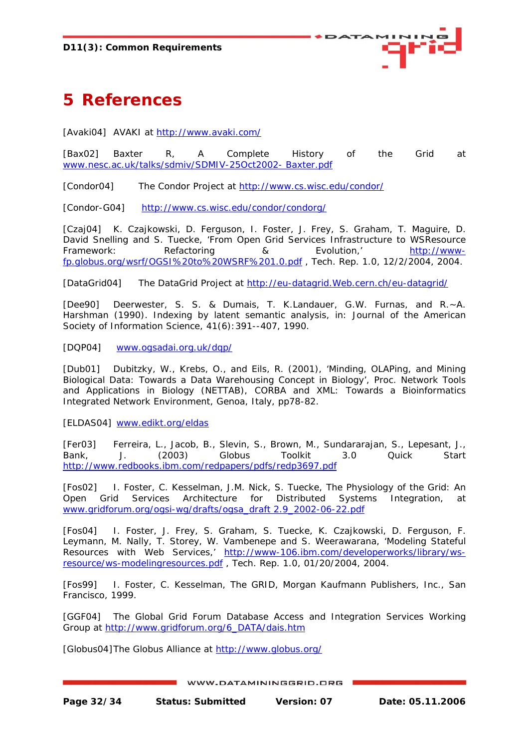# 5 References

[Avaki04] AVAKI at http://www.avaki.com/

[Bax02] Baxter R, A Complete History of the Grid at www.nesc.ac.uk/talks/sdmiv/SDMIV-25Oct2002- Baxter.pdf

[Condor04] The Condor Project at http://www.cs.wisc.edu/condor/

[Condor-G04] http://www.cs.wisc.edu/condor/condorg/

[Czaj04] K. Czajkowski, D. Ferguson, I. Foster, J. Frey, S. Graham, T. Maguire, D. David Snelling and S. Tuecke, 'From Open Grid Services Infrastructure to WSResource Framework: Refactoring & Evolution,' http://www-fp.globus.org/wsrf/OGSI%20to%20WSRF%201.0.pdf , Tech. Rep. 1.0, 12/2/2004, 2004.

[DataGrid04] The DataGrid Project at http://eu-datagrid.Web.cern.ch/eu-datagrid/

[Dee90] Deerwester, S. S. & Dumais, T. K.Landauer, G.W. Furnas, and R.~A. Harshman (1990). Indexing by latent semantic analysis, in: Journal of the American Society of Information Science, 41(6):391--407, 1990.

[DQP04] www.ogsadai.org.uk/dqp/

[Dub01] Dubitzky, W., Krebs, O., and Eils, R. (2001), 'Minding, OLAPing, and Mining Biological Data: Towards a Data Warehousing Concept in Biology', Proc. Network Tools and Applications in Biology (NETTAB), CORBA and XML: Towards a Bioinformatics Integrated Network Environment, Genoa, Italy, pp78-82.

[ELDAS04] www.edikt.org/eldas

[Fer03] Ferreira, L., Jacob, B., Slevin, S., Brown, M., Sundararajan, S., Lepesant, J., Bank, J. (2003) Globus Toolkit 3.0 Quick Start http://www.redbooks.ibm.com/redpapers/pdfs/redp3697.pdf

[Fos02] I. Foster, C. Kesselman, J.M. Nick, S. Tuecke, The Physiology of the Grid: An Open Grid Services Architecture for Distributed Systems Integration, at www.gridforum.org/ogsi-wg/drafts/ogsa_draft 2.9_2002-06-22.pdf

[Fos04] I. Foster, J. Frey, S. Graham, S. Tuecke, K. Czajkowski, D. Ferguson, F. Leymann, M. Nally, T. Storey, W. Vambenepe and S. Weerawarana, 'Modeling Stateful Resources with Web Services,' http://www-106.ibm.com/developerworks/library/ws-resource/ws-modelingresources.pdf , Tech. Rep. 1.0, 01/20/2004, 2004.

[Fos99] I. Foster, C. Kesselman, The GRID, Morgan Kaufmann Publishers, Inc., San Francisco, 1999.

[GGF04] The Global Grid Forum Database Access and Integration Services Working Group at http://www.gridforum.org/6_DATA/dais.htm

[Globus04]The Globus Alliance at http://www.globus.org/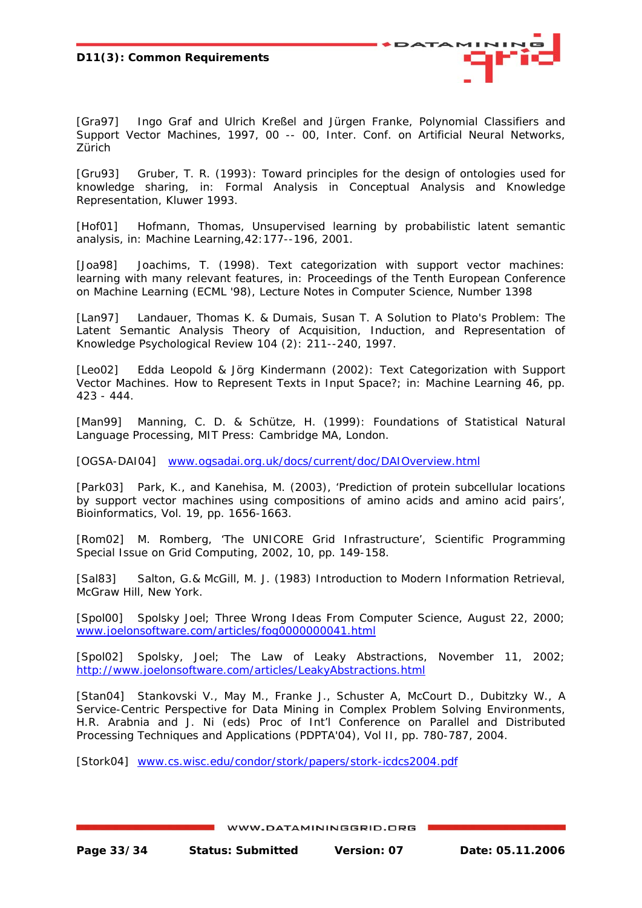[Gra97] Ingo Graf and Ulrich Kreßel and Jürgen Franke, Polynomial Classifiers and Support Vector Machines, 1997, 00 -- 00, Inter. Conf. on Artificial Neural Networks, Zürich

[Gru93] Gruber, T. R. (1993): Toward principles for the design of ontologies used for knowledge sharing, in: Formal Analysis in Conceptual Analysis and Knowledge Representation, Kluwer 1993.

[Hof01] Hofmann, Thomas, Unsupervised learning by probabilistic latent semantic analysis, in: Machine Learning,42:177--196, 2001.

[Joa98] Joachims, T. (1998). Text categorization with support vector machines: learning with many relevant features, in: Proceedings of the Tenth European Conference on Machine Learning (ECML '98), Lecture Notes in Computer Science, Number 1398

[Lan97] Landauer, Thomas K. & Dumais, Susan T. A Solution to Plato's Problem: The Latent Semantic Analysis Theory of Acquisition, Induction, and Representation of Knowledge Psychological Review 104 (2): 211--240, 1997.

[Leo02] Edda Leopold & Jörg Kindermann (2002): Text Categorization with Support Vector Machines. How to Represent Texts in Input Space?; in: Machine Learning 46, pp. 423 - 444.

[Man99] Manning, C. D. & Schütze, H. (1999): Foundations of Statistical Natural Language Processing, MIT Press: Cambridge MA, London.

[OGSA-DAI04] www.ogsadai.org.uk/docs/current/doc/DAIOverview.html

[Park03] Park, K., and Kanehisa, M. (2003), 'Prediction of protein subcellular locations by support vector machines using compositions of amino acids and amino acid pairs', Bioinformatics, Vol. 19, pp. 1656-1663.

[Rom02] M. Romberg, 'The UNICORE Grid Infrastructure', Scientific Programming Special Issue on Grid Computing, 2002, 10, pp. 149-158.

[Sal83] Salton, G.& McGill, M. J. (1983) Introduction to Modern Information Retrieval, McGraw Hill, New York.

[Spol00] Spolsky Joel; Three Wrong Ideas From Computer Science, August 22, 2000; www.joelonsoftware.com/articles/fog0000000041.html

[Spol02] Spolsky, Joel; The Law of Leaky Abstractions, November 11, 2002; http://www.joelonsoftware.com/articles/LeakyAbstractions.html

[Stan04] Stankovski V., May M., Franke J., Schuster A, McCourt D., Dubitzky W., A Service-Centric Perspective for Data Mining in Complex Problem Solving Environments, H.R. Arabnia and J. Ni (eds) Proc of Int'l Conference on Parallel and Distributed Processing Techniques and Applications (PDPTA'04), Vol II, pp. 780-787, 2004.

[Stork04] www.cs.wisc.edu/condor/stork/papers/stork-icdcs2004.pdf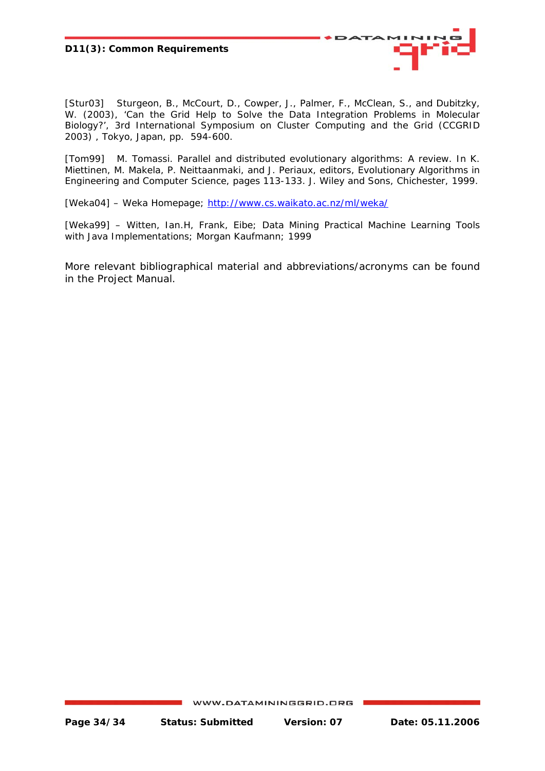[Stur03] Sturgeon, B., McCourt, D., Cowper, J., Palmer, F., McClean, S., and Dubitzky, W. (2003), 'Can the Grid Help to Solve the Data Integration Problems in Molecular Biology?', 3rd International Symposium on Cluster Computing and the Grid (CCGRID 2003) , Tokyo, Japan, pp. 594-600.

[Tom99] M. Tomassi. Parallel and distributed evolutionary algorithms: A review. In K. Miettinen, M. Makela, P. Neittaanmaki, and J. Periaux, editors, Evolutionary Algorithms in Engineering and Computer Science, pages 113-133. J. Wiley and Sons, Chichester, 1999.

[Weka04] – Weka Homepage; http://www.cs.waikato.ac.nz/ml/weka/

[Weka99] – Witten, Ian.H, Frank, Eibe; Data Mining Practical Machine Learning Tools with Java Implementations; Morgan Kaufmann; 1999

More relevant bibliographical material and abbreviations/acronyms can be found in the Project Manual.